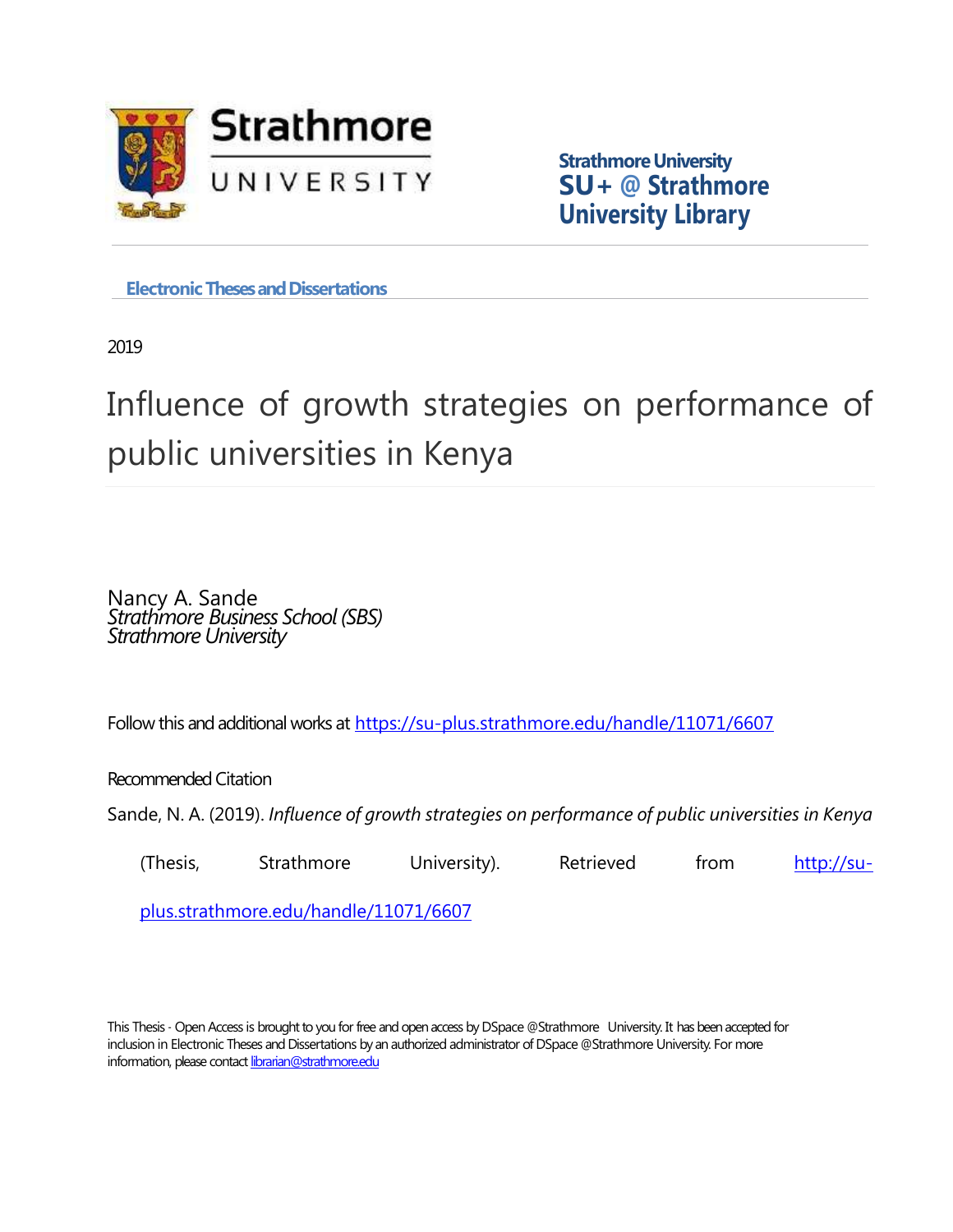Strathmore University
**SU+ @ Strathmore University Library**

**Electronic Theses and Dissertations**

2019

# Influence of growth strategies on performance of public universities in Kenya

Nancy A. Sande
*Strathmore Business School (SBS)*
*Strathmore University*

Follow this and additional works at https://su-plus.strathmore.edu/handle/11071/6607

Recommended Citation

Sande, N. A. (2019). *Influence of growth strategies on performance of public universities in Kenya* (Thesis, Strathmore University). Retrieved from http://su-plus.strathmore.edu/handle/11071/6607

This Thesis - Open Access is brought to you for free and open access by DSpace @Strathmore University. It has been accepted for inclusion in Electronic Theses and Dissertations by an authorized administrator of DSpace @Strathmore University. For more information, please contact librarian@strathmore.edu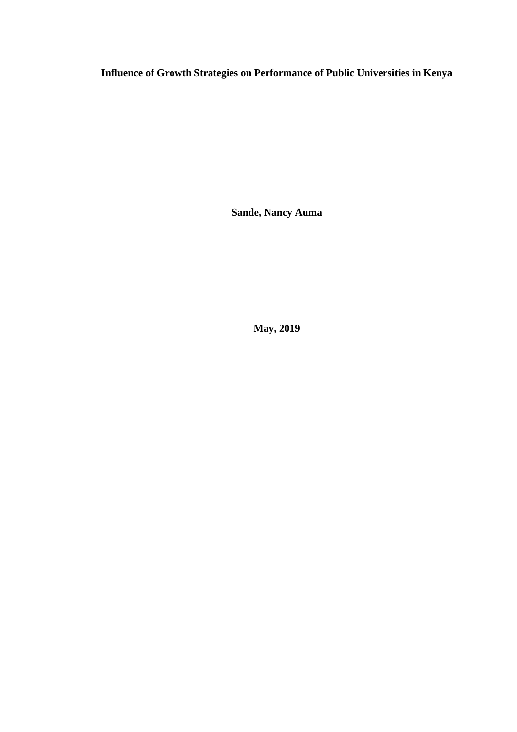**Influence of Growth Strategies on Performance of Public Universities in Kenya**

**Sande, Nancy Auma**

**May, 2019**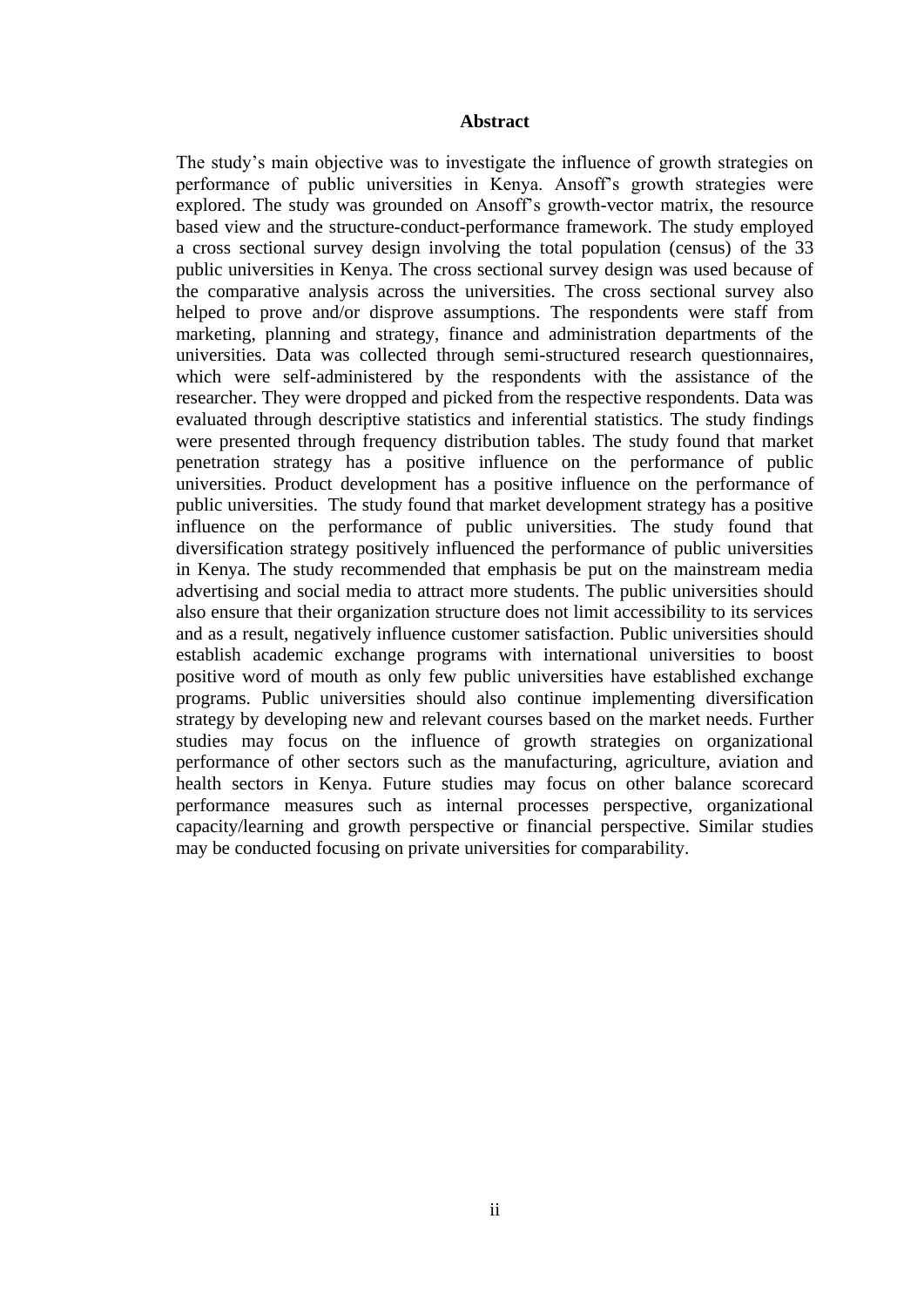# Abstract

The study's main objective was to investigate the influence of growth strategies on performance of public universities in Kenya. Ansoff's growth strategies were explored. The study was grounded on Ansoff's growth-vector matrix, the resource based view and the structure-conduct-performance framework. The study employed a cross sectional survey design involving the total population (census) of the 33 public universities in Kenya. The cross sectional survey design was used because of the comparative analysis across the universities. The cross sectional survey also helped to prove and/or disprove assumptions. The respondents were staff from marketing, planning and strategy, finance and administration departments of the universities. Data was collected through semi-structured research questionnaires, which were self-administered by the respondents with the assistance of the researcher. They were dropped and picked from the respective respondents. Data was evaluated through descriptive statistics and inferential statistics. The study findings were presented through frequency distribution tables. The study found that market penetration strategy has a positive influence on the performance of public universities. Product development has a positive influence on the performance of public universities. The study found that market development strategy has a positive influence on the performance of public universities. The study found that diversification strategy positively influenced the performance of public universities in Kenya. The study recommended that emphasis be put on the mainstream media advertising and social media to attract more students. The public universities should also ensure that their organization structure does not limit accessibility to its services and as a result, negatively influence customer satisfaction. Public universities should establish academic exchange programs with international universities to boost positive word of mouth as only few public universities have established exchange programs. Public universities should also continue implementing diversification strategy by developing new and relevant courses based on the market needs. Further studies may focus on the influence of growth strategies on organizational performance of other sectors such as the manufacturing, agriculture, aviation and health sectors in Kenya. Future studies may focus on other balance scorecard performance measures such as internal processes perspective, organizational capacity/learning and growth perspective or financial perspective. Similar studies may be conducted focusing on private universities for comparability.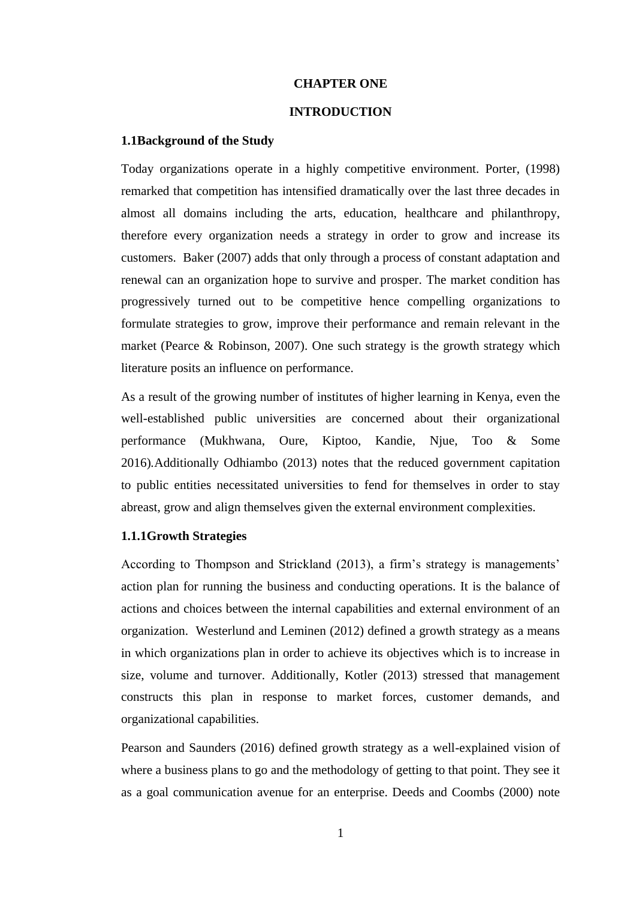# CHAPTER ONE

# INTRODUCTION

## 1.1Background of the Study

Today organizations operate in a highly competitive environment. Porter, (1998) remarked that competition has intensified dramatically over the last three decades in almost all domains including the arts, education, healthcare and philanthropy, therefore every organization needs a strategy in order to grow and increase its customers. Baker (2007) adds that only through a process of constant adaptation and renewal can an organization hope to survive and prosper. The market condition has progressively turned out to be competitive hence compelling organizations to formulate strategies to grow, improve their performance and remain relevant in the market (Pearce & Robinson, 2007). One such strategy is the growth strategy which literature posits an influence on performance.

As a result of the growing number of institutes of higher learning in Kenya, even the well-established public universities are concerned about their organizational performance (Mukhwana, Oure, Kiptoo, Kandie, Njue, Too & Some 2016).Additionally Odhiambo (2013) notes that the reduced government capitation to public entities necessitated universities to fend for themselves in order to stay abreast, grow and align themselves given the external environment complexities.

### 1.1.1Growth Strategies

According to Thompson and Strickland (2013), a firm's strategy is managements' action plan for running the business and conducting operations. It is the balance of actions and choices between the internal capabilities and external environment of an organization. Westerlund and Leminen (2012) defined a growth strategy as a means in which organizations plan in order to achieve its objectives which is to increase in size, volume and turnover. Additionally, Kotler (2013) stressed that management constructs this plan in response to market forces, customer demands, and organizational capabilities.

Pearson and Saunders (2016) defined growth strategy as a well-explained vision of where a business plans to go and the methodology of getting to that point. They see it as a goal communication avenue for an enterprise. Deeds and Coombs (2000) note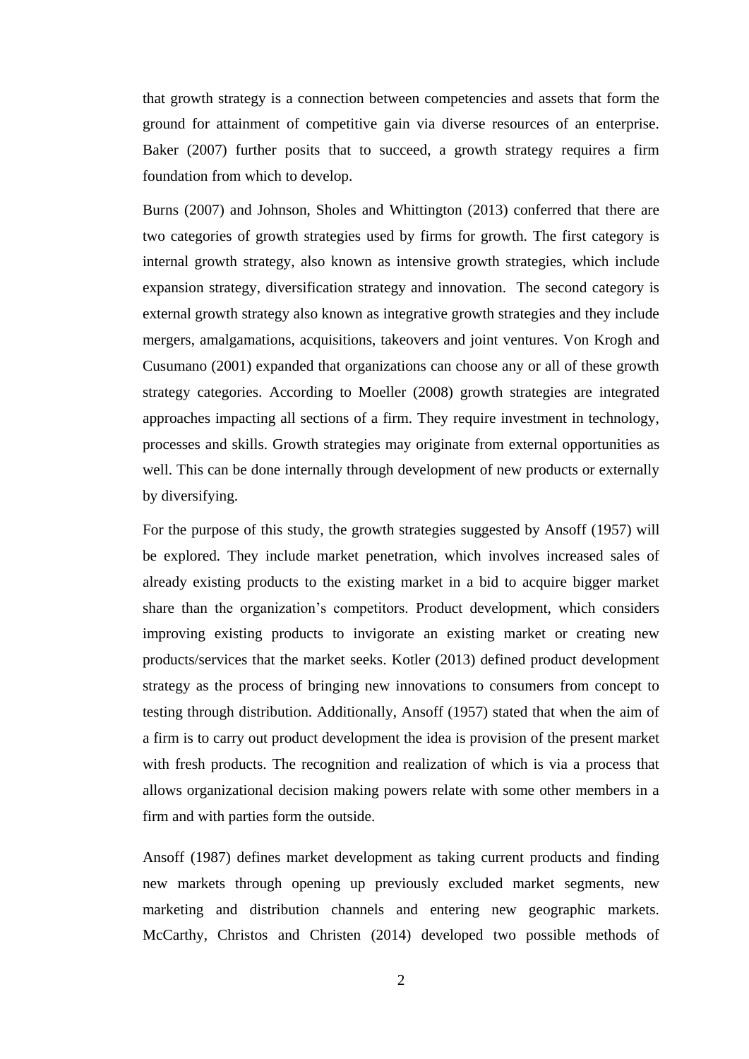that growth strategy is a connection between competencies and assets that form the ground for attainment of competitive gain via diverse resources of an enterprise. Baker (2007) further posits that to succeed, a growth strategy requires a firm foundation from which to develop.

Burns (2007) and Johnson, Sholes and Whittington (2013) conferred that there are two categories of growth strategies used by firms for growth. The first category is internal growth strategy, also known as intensive growth strategies, which include expansion strategy, diversification strategy and innovation. The second category is external growth strategy also known as integrative growth strategies and they include mergers, amalgamations, acquisitions, takeovers and joint ventures. Von Krogh and Cusumano (2001) expanded that organizations can choose any or all of these growth strategy categories. According to Moeller (2008) growth strategies are integrated approaches impacting all sections of a firm. They require investment in technology, processes and skills. Growth strategies may originate from external opportunities as well. This can be done internally through development of new products or externally by diversifying.

For the purpose of this study, the growth strategies suggested by Ansoff (1957) will be explored. They include market penetration, which involves increased sales of already existing products to the existing market in a bid to acquire bigger market share than the organization's competitors. Product development, which considers improving existing products to invigorate an existing market or creating new products/services that the market seeks. Kotler (2013) defined product development strategy as the process of bringing new innovations to consumers from concept to testing through distribution. Additionally, Ansoff (1957) stated that when the aim of a firm is to carry out product development the idea is provision of the present market with fresh products. The recognition and realization of which is via a process that allows organizational decision making powers relate with some other members in a firm and with parties form the outside.

Ansoff (1987) defines market development as taking current products and finding new markets through opening up previously excluded market segments, new marketing and distribution channels and entering new geographic markets. McCarthy, Christos and Christen (2014) developed two possible methods of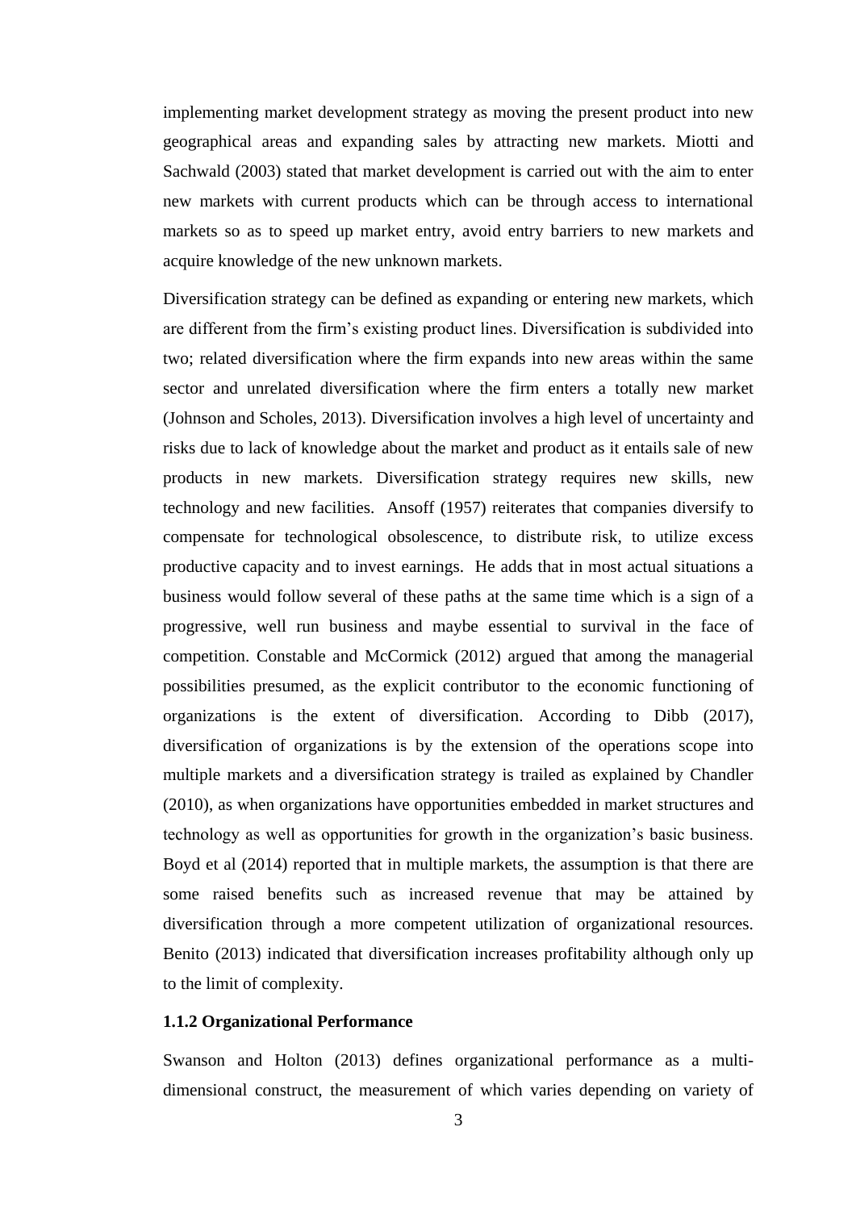implementing market development strategy as moving the present product into new geographical areas and expanding sales by attracting new markets. Miotti and Sachwald (2003) stated that market development is carried out with the aim to enter new markets with current products which can be through access to international markets so as to speed up market entry, avoid entry barriers to new markets and acquire knowledge of the new unknown markets.

Diversification strategy can be defined as expanding or entering new markets, which are different from the firm's existing product lines. Diversification is subdivided into two; related diversification where the firm expands into new areas within the same sector and unrelated diversification where the firm enters a totally new market (Johnson and Scholes, 2013). Diversification involves a high level of uncertainty and risks due to lack of knowledge about the market and product as it entails sale of new products in new markets. Diversification strategy requires new skills, new technology and new facilities. Ansoff (1957) reiterates that companies diversify to compensate for technological obsolescence, to distribute risk, to utilize excess productive capacity and to invest earnings. He adds that in most actual situations a business would follow several of these paths at the same time which is a sign of a progressive, well run business and maybe essential to survival in the face of competition. Constable and McCormick (2012) argued that among the managerial possibilities presumed, as the explicit contributor to the economic functioning of organizations is the extent of diversification. According to Dibb (2017), diversification of organizations is by the extension of the operations scope into multiple markets and a diversification strategy is trailed as explained by Chandler (2010), as when organizations have opportunities embedded in market structures and technology as well as opportunities for growth in the organization's basic business. Boyd et al (2014) reported that in multiple markets, the assumption is that there are some raised benefits such as increased revenue that may be attained by diversification through a more competent utilization of organizational resources. Benito (2013) indicated that diversification increases profitability although only up to the limit of complexity.

### 1.1.2 Organizational Performance

Swanson and Holton (2013) defines organizational performance as a multi-dimensional construct, the measurement of which varies depending on variety of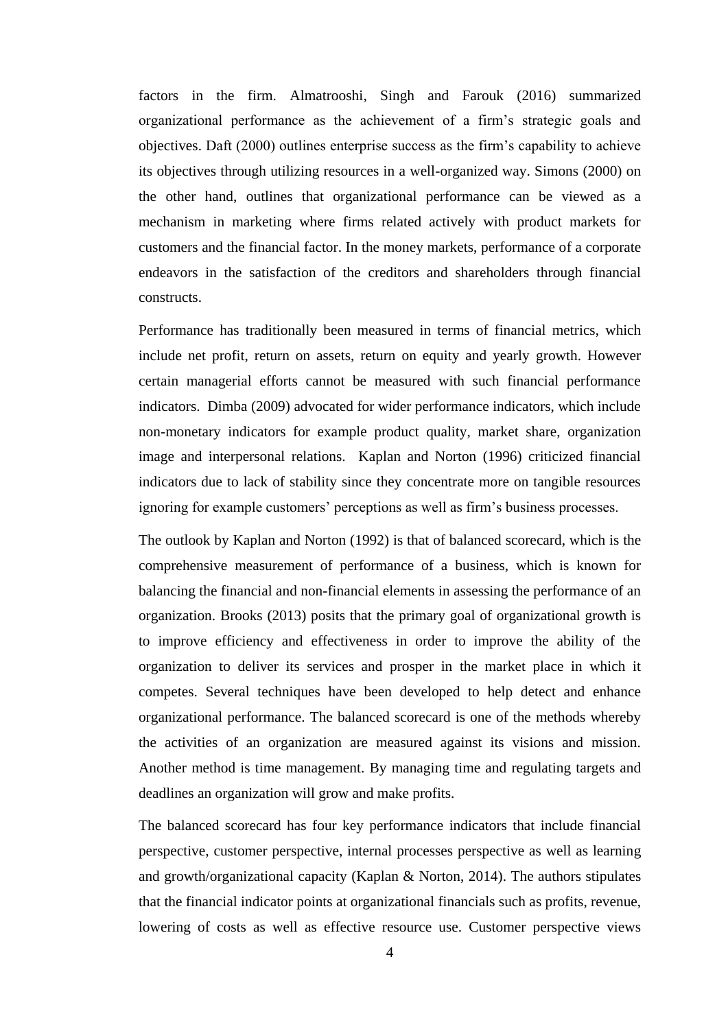factors in the firm. Almatrooshi, Singh and Farouk (2016) summarized organizational performance as the achievement of a firm's strategic goals and objectives. Daft (2000) outlines enterprise success as the firm's capability to achieve its objectives through utilizing resources in a well-organized way. Simons (2000) on the other hand, outlines that organizational performance can be viewed as a mechanism in marketing where firms related actively with product markets for customers and the financial factor. In the money markets, performance of a corporate endeavors in the satisfaction of the creditors and shareholders through financial constructs.

Performance has traditionally been measured in terms of financial metrics, which include net profit, return on assets, return on equity and yearly growth. However certain managerial efforts cannot be measured with such financial performance indicators. Dimba (2009) advocated for wider performance indicators, which include non-monetary indicators for example product quality, market share, organization image and interpersonal relations. Kaplan and Norton (1996) criticized financial indicators due to lack of stability since they concentrate more on tangible resources ignoring for example customers' perceptions as well as firm's business processes.

The outlook by Kaplan and Norton (1992) is that of balanced scorecard, which is the comprehensive measurement of performance of a business, which is known for balancing the financial and non-financial elements in assessing the performance of an organization. Brooks (2013) posits that the primary goal of organizational growth is to improve efficiency and effectiveness in order to improve the ability of the organization to deliver its services and prosper in the market place in which it competes. Several techniques have been developed to help detect and enhance organizational performance. The balanced scorecard is one of the methods whereby the activities of an organization are measured against its visions and mission. Another method is time management. By managing time and regulating targets and deadlines an organization will grow and make profits.

The balanced scorecard has four key performance indicators that include financial perspective, customer perspective, internal processes perspective as well as learning and growth/organizational capacity (Kaplan & Norton, 2014). The authors stipulates that the financial indicator points at organizational financials such as profits, revenue, lowering of costs as well as effective resource use. Customer perspective views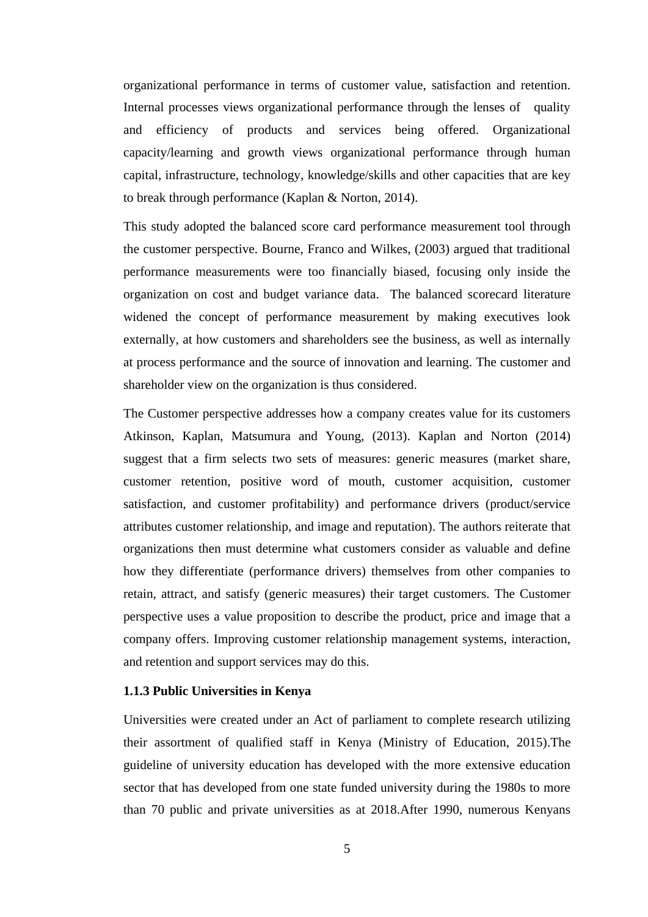organizational performance in terms of customer value, satisfaction and retention. Internal processes views organizational performance through the lenses of quality and efficiency of products and services being offered. Organizational capacity/learning and growth views organizational performance through human capital, infrastructure, technology, knowledge/skills and other capacities that are key to break through performance (Kaplan & Norton, 2014).

This study adopted the balanced score card performance measurement tool through the customer perspective. Bourne, Franco and Wilkes, (2003) argued that traditional performance measurements were too financially biased, focusing only inside the organization on cost and budget variance data. The balanced scorecard literature widened the concept of performance measurement by making executives look externally, at how customers and shareholders see the business, as well as internally at process performance and the source of innovation and learning. The customer and shareholder view on the organization is thus considered.

The Customer perspective addresses how a company creates value for its customers Atkinson, Kaplan, Matsumura and Young, (2013). Kaplan and Norton (2014) suggest that a firm selects two sets of measures: generic measures (market share, customer retention, positive word of mouth, customer acquisition, customer satisfaction, and customer profitability) and performance drivers (product/service attributes customer relationship, and image and reputation). The authors reiterate that organizations then must determine what customers consider as valuable and define how they differentiate (performance drivers) themselves from other companies to retain, attract, and satisfy (generic measures) their target customers. The Customer perspective uses a value proposition to describe the product, price and image that a company offers. Improving customer relationship management systems, interaction, and retention and support services may do this.

### 1.1.3 Public Universities in Kenya

Universities were created under an Act of parliament to complete research utilizing their assortment of qualified staff in Kenya (Ministry of Education, 2015).The guideline of university education has developed with the more extensive education sector that has developed from one state funded university during the 1980s to more than 70 public and private universities as at 2018.After 1990, numerous Kenyans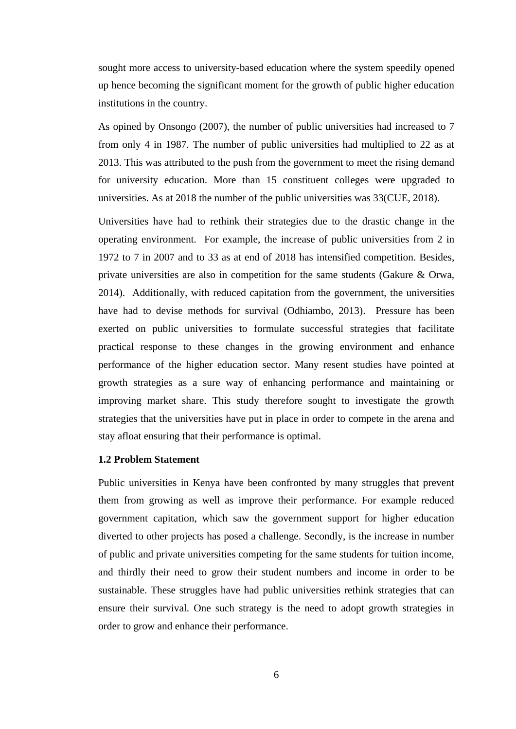sought more access to university-based education where the system speedily opened up hence becoming the significant moment for the growth of public higher education institutions in the country.

As opined by Onsongo (2007), the number of public universities had increased to 7 from only 4 in 1987. The number of public universities had multiplied to 22 as at 2013. This was attributed to the push from the government to meet the rising demand for university education. More than 15 constituent colleges were upgraded to universities. As at 2018 the number of the public universities was 33(CUE, 2018).

Universities have had to rethink their strategies due to the drastic change in the operating environment. For example, the increase of public universities from 2 in 1972 to 7 in 2007 and to 33 as at end of 2018 has intensified competition. Besides, private universities are also in competition for the same students (Gakure & Orwa, 2014). Additionally, with reduced capitation from the government, the universities have had to devise methods for survival (Odhiambo, 2013). Pressure has been exerted on public universities to formulate successful strategies that facilitate practical response to these changes in the growing environment and enhance performance of the higher education sector. Many resent studies have pointed at growth strategies as a sure way of enhancing performance and maintaining or improving market share. This study therefore sought to investigate the growth strategies that the universities have put in place in order to compete in the arena and stay afloat ensuring that their performance is optimal.

### 1.2 Problem Statement

Public universities in Kenya have been confronted by many struggles that prevent them from growing as well as improve their performance. For example reduced government capitation, which saw the government support for higher education diverted to other projects has posed a challenge. Secondly, is the increase in number of public and private universities competing for the same students for tuition income, and thirdly their need to grow their student numbers and income in order to be sustainable. These struggles have had public universities rethink strategies that can ensure their survival. One such strategy is the need to adopt growth strategies in order to grow and enhance their performance.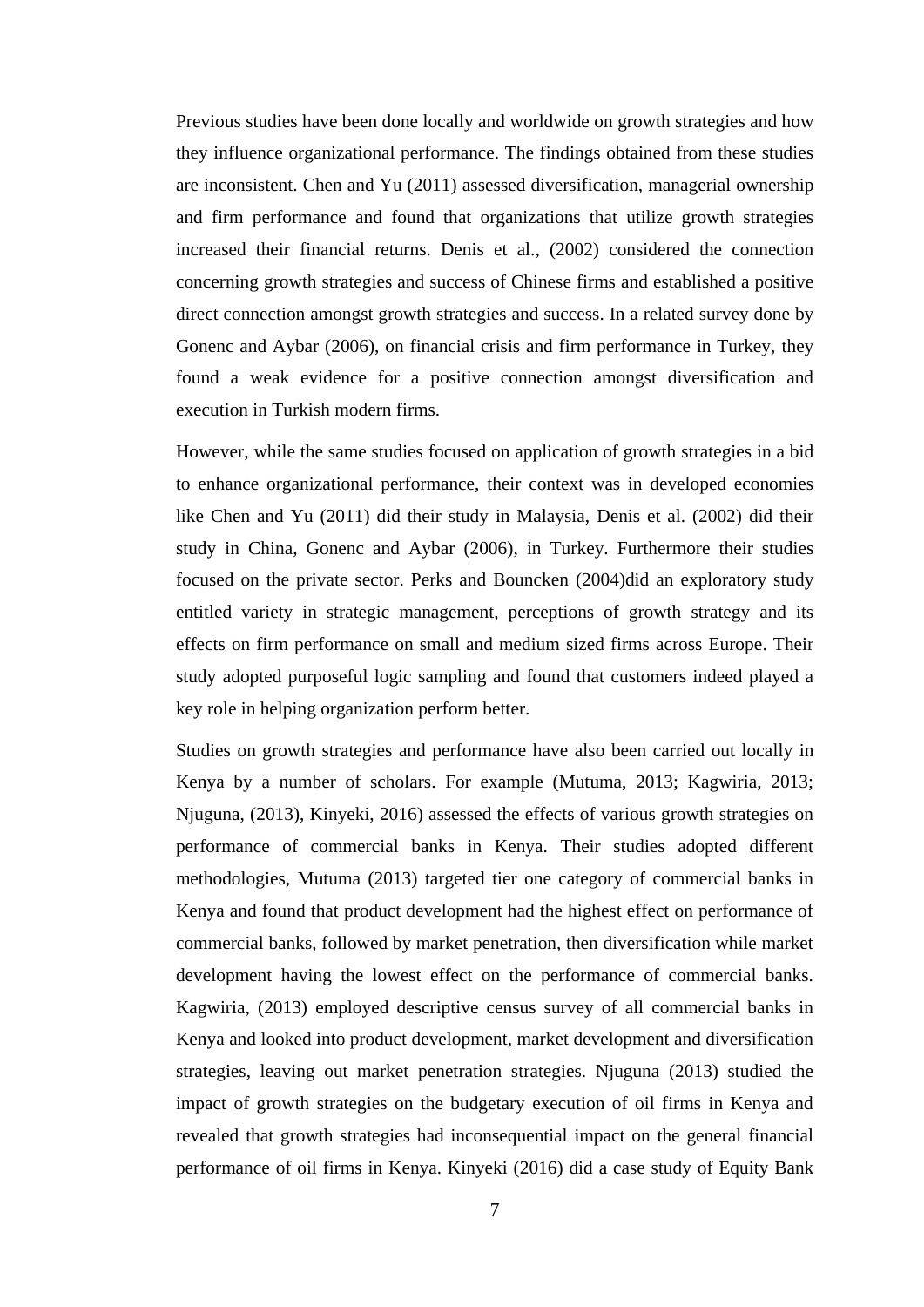Previous studies have been done locally and worldwide on growth strategies and how they influence organizational performance. The findings obtained from these studies are inconsistent. Chen and Yu (2011) assessed diversification, managerial ownership and firm performance and found that organizations that utilize growth strategies increased their financial returns. Denis et al., (2002) considered the connection concerning growth strategies and success of Chinese firms and established a positive direct connection amongst growth strategies and success. In a related survey done by Gonenc and Aybar (2006), on financial crisis and firm performance in Turkey, they found a weak evidence for a positive connection amongst diversification and execution in Turkish modern firms.

However, while the same studies focused on application of growth strategies in a bid to enhance organizational performance, their context was in developed economies like Chen and Yu (2011) did their study in Malaysia, Denis et al. (2002) did their study in China, Gonenc and Aybar (2006), in Turkey. Furthermore their studies focused on the private sector. Perks and Bouncken (2004)did an exploratory study entitled variety in strategic management, perceptions of growth strategy and its effects on firm performance on small and medium sized firms across Europe. Their study adopted purposeful logic sampling and found that customers indeed played a key role in helping organization perform better.

Studies on growth strategies and performance have also been carried out locally in Kenya by a number of scholars. For example (Mutuma, 2013; Kagwiria, 2013; Njuguna, (2013), Kinyeki, 2016) assessed the effects of various growth strategies on performance of commercial banks in Kenya. Their studies adopted different methodologies, Mutuma (2013) targeted tier one category of commercial banks in Kenya and found that product development had the highest effect on performance of commercial banks, followed by market penetration, then diversification while market development having the lowest effect on the performance of commercial banks. Kagwiria, (2013) employed descriptive census survey of all commercial banks in Kenya and looked into product development, market development and diversification strategies, leaving out market penetration strategies. Njuguna (2013) studied the impact of growth strategies on the budgetary execution of oil firms in Kenya and revealed that growth strategies had inconsequential impact on the general financial performance of oil firms in Kenya. Kinyeki (2016) did a case study of Equity Bank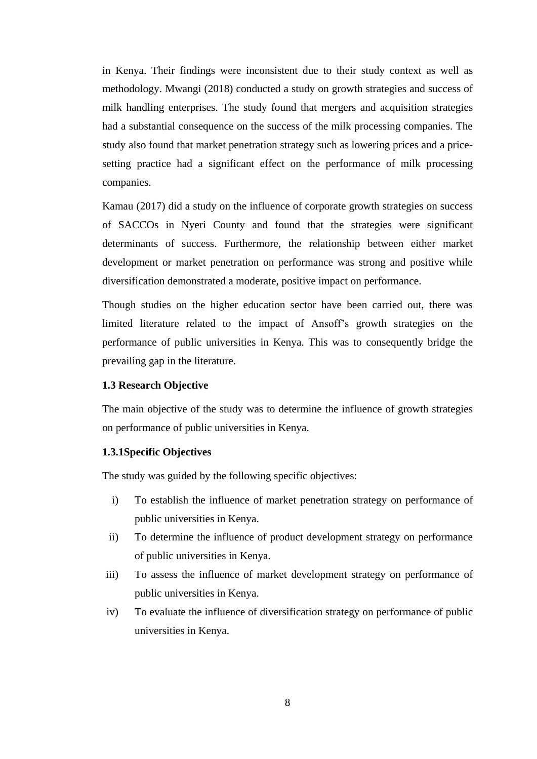in Kenya. Their findings were inconsistent due to their study context as well as methodology. Mwangi (2018) conducted a study on growth strategies and success of milk handling enterprises. The study found that mergers and acquisition strategies had a substantial consequence on the success of the milk processing companies. The study also found that market penetration strategy such as lowering prices and a price-setting practice had a significant effect on the performance of milk processing companies.

Kamau (2017) did a study on the influence of corporate growth strategies on success of SACCOs in Nyeri County and found that the strategies were significant determinants of success. Furthermore, the relationship between either market development or market penetration on performance was strong and positive while diversification demonstrated a moderate, positive impact on performance.

Though studies on the higher education sector have been carried out, there was limited literature related to the impact of Ansoff's growth strategies on the performance of public universities in Kenya. This was to consequently bridge the prevailing gap in the literature.

### 1.3 Research Objective

The main objective of the study was to determine the influence of growth strategies on performance of public universities in Kenya.

#### 1.3.1Specific Objectives

The study was guided by the following specific objectives:

i) To establish the influence of market penetration strategy on performance of public universities in Kenya.

ii) To determine the influence of product development strategy on performance of public universities in Kenya.

iii) To assess the influence of market development strategy on performance of public universities in Kenya.

iv) To evaluate the influence of diversification strategy on performance of public universities in Kenya.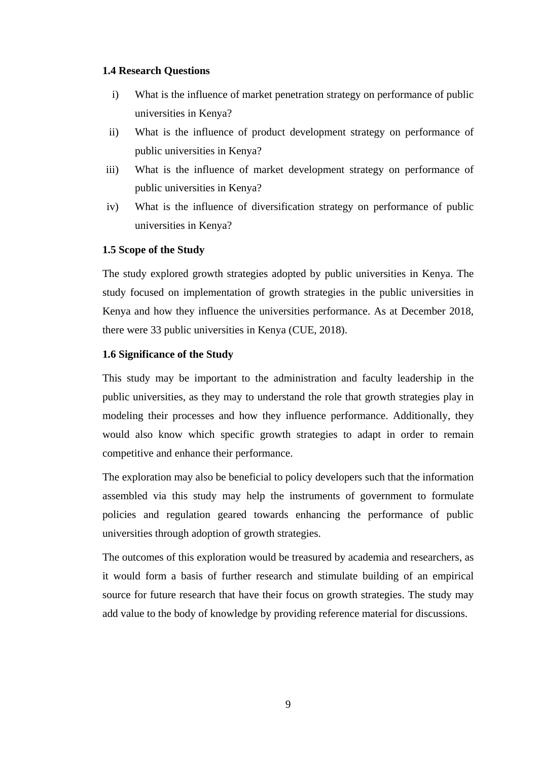### 1.4 Research Questions

i) What is the influence of market penetration strategy on performance of public universities in Kenya?

ii) What is the influence of product development strategy on performance of public universities in Kenya?

iii) What is the influence of market development strategy on performance of public universities in Kenya?

iv) What is the influence of diversification strategy on performance of public universities in Kenya?

### 1.5 Scope of the Study

The study explored growth strategies adopted by public universities in Kenya. The study focused on implementation of growth strategies in the public universities in Kenya and how they influence the universities performance. As at December 2018, there were 33 public universities in Kenya (CUE, 2018).

### 1.6 Significance of the Study

This study may be important to the administration and faculty leadership in the public universities, as they may to understand the role that growth strategies play in modeling their processes and how they influence performance. Additionally, they would also know which specific growth strategies to adapt in order to remain competitive and enhance their performance.

The exploration may also be beneficial to policy developers such that the information assembled via this study may help the instruments of government to formulate policies and regulation geared towards enhancing the performance of public universities through adoption of growth strategies.

The outcomes of this exploration would be treasured by academia and researchers, as it would form a basis of further research and stimulate building of an empirical source for future research that have their focus on growth strategies. The study may add value to the body of knowledge by providing reference material for discussions.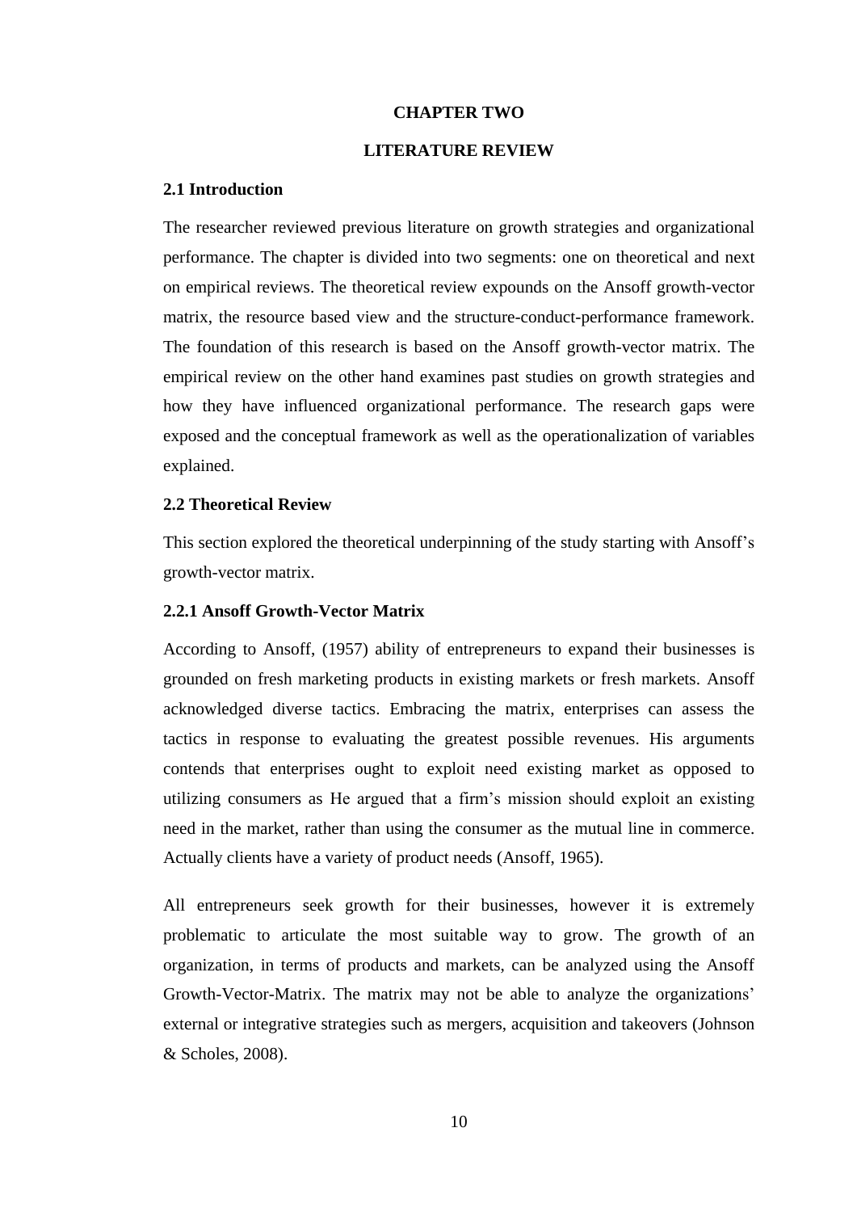# CHAPTER TWO

# LITERATURE REVIEW

## 2.1 Introduction

The researcher reviewed previous literature on growth strategies and organizational performance. The chapter is divided into two segments: one on theoretical and next on empirical reviews. The theoretical review expounds on the Ansoff growth-vector matrix, the resource based view and the structure-conduct-performance framework. The foundation of this research is based on the Ansoff growth-vector matrix. The empirical review on the other hand examines past studies on growth strategies and how they have influenced organizational performance. The research gaps were exposed and the conceptual framework as well as the operationalization of variables explained.

## 2.2 Theoretical Review

This section explored the theoretical underpinning of the study starting with Ansoff's growth-vector matrix.

### 2.2.1 Ansoff Growth-Vector Matrix

According to Ansoff, (1957) ability of entrepreneurs to expand their businesses is grounded on fresh marketing products in existing markets or fresh markets. Ansoff acknowledged diverse tactics. Embracing the matrix, enterprises can assess the tactics in response to evaluating the greatest possible revenues. His arguments contends that enterprises ought to exploit need existing market as opposed to utilizing consumers as He argued that a firm's mission should exploit an existing need in the market, rather than using the consumer as the mutual line in commerce. Actually clients have a variety of product needs (Ansoff, 1965).

All entrepreneurs seek growth for their businesses, however it is extremely problematic to articulate the most suitable way to grow. The growth of an organization, in terms of products and markets, can be analyzed using the Ansoff Growth-Vector-Matrix. The matrix may not be able to analyze the organizations' external or integrative strategies such as mergers, acquisition and takeovers (Johnson & Scholes, 2008).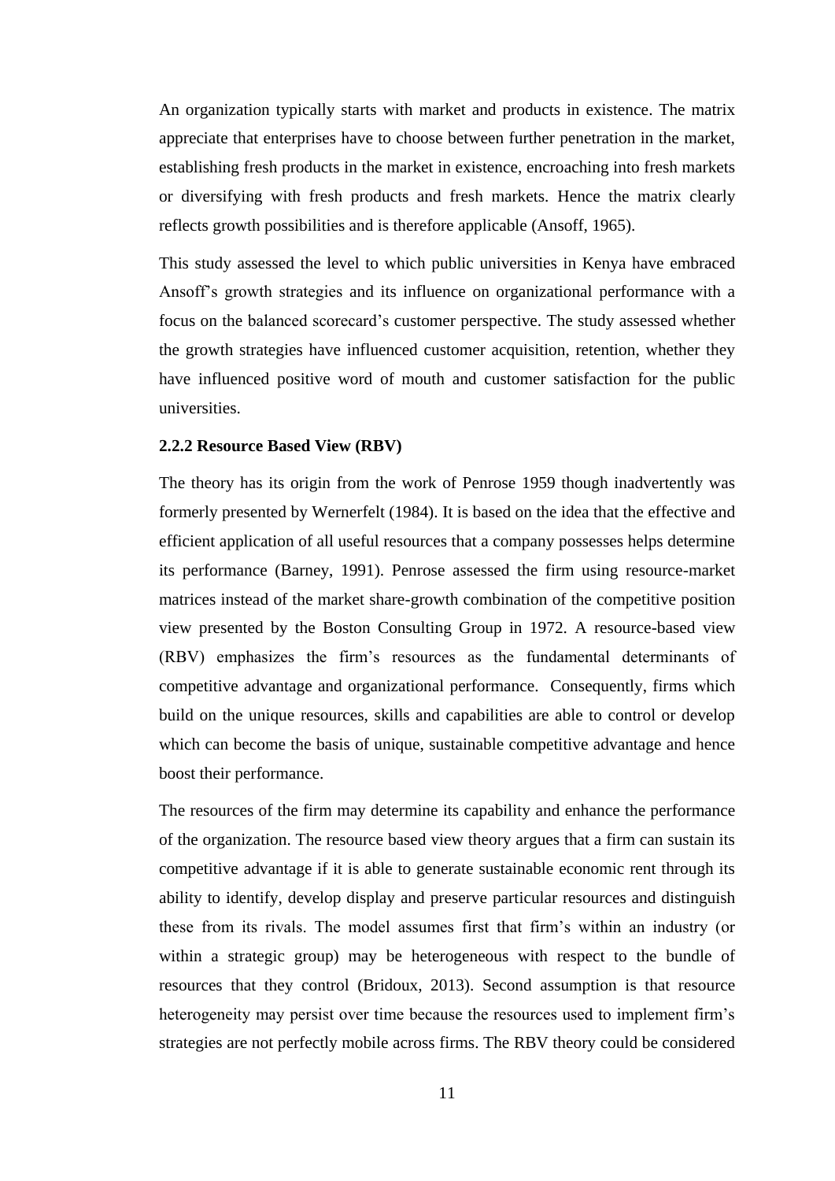An organization typically starts with market and products in existence. The matrix appreciate that enterprises have to choose between further penetration in the market, establishing fresh products in the market in existence, encroaching into fresh markets or diversifying with fresh products and fresh markets. Hence the matrix clearly reflects growth possibilities and is therefore applicable (Ansoff, 1965).

This study assessed the level to which public universities in Kenya have embraced Ansoff's growth strategies and its influence on organizational performance with a focus on the balanced scorecard's customer perspective. The study assessed whether the growth strategies have influenced customer acquisition, retention, whether they have influenced positive word of mouth and customer satisfaction for the public universities.

### 2.2.2 Resource Based View (RBV)

The theory has its origin from the work of Penrose 1959 though inadvertently was formerly presented by Wernerfelt (1984). It is based on the idea that the effective and efficient application of all useful resources that a company possesses helps determine its performance (Barney, 1991). Penrose assessed the firm using resource-market matrices instead of the market share-growth combination of the competitive position view presented by the Boston Consulting Group in 1972. A resource-based view (RBV) emphasizes the firm's resources as the fundamental determinants of competitive advantage and organizational performance. Consequently, firms which build on the unique resources, skills and capabilities are able to control or develop which can become the basis of unique, sustainable competitive advantage and hence boost their performance.

The resources of the firm may determine its capability and enhance the performance of the organization. The resource based view theory argues that a firm can sustain its competitive advantage if it is able to generate sustainable economic rent through its ability to identify, develop display and preserve particular resources and distinguish these from its rivals. The model assumes first that firm's within an industry (or within a strategic group) may be heterogeneous with respect to the bundle of resources that they control (Bridoux, 2013). Second assumption is that resource heterogeneity may persist over time because the resources used to implement firm's strategies are not perfectly mobile across firms. The RBV theory could be considered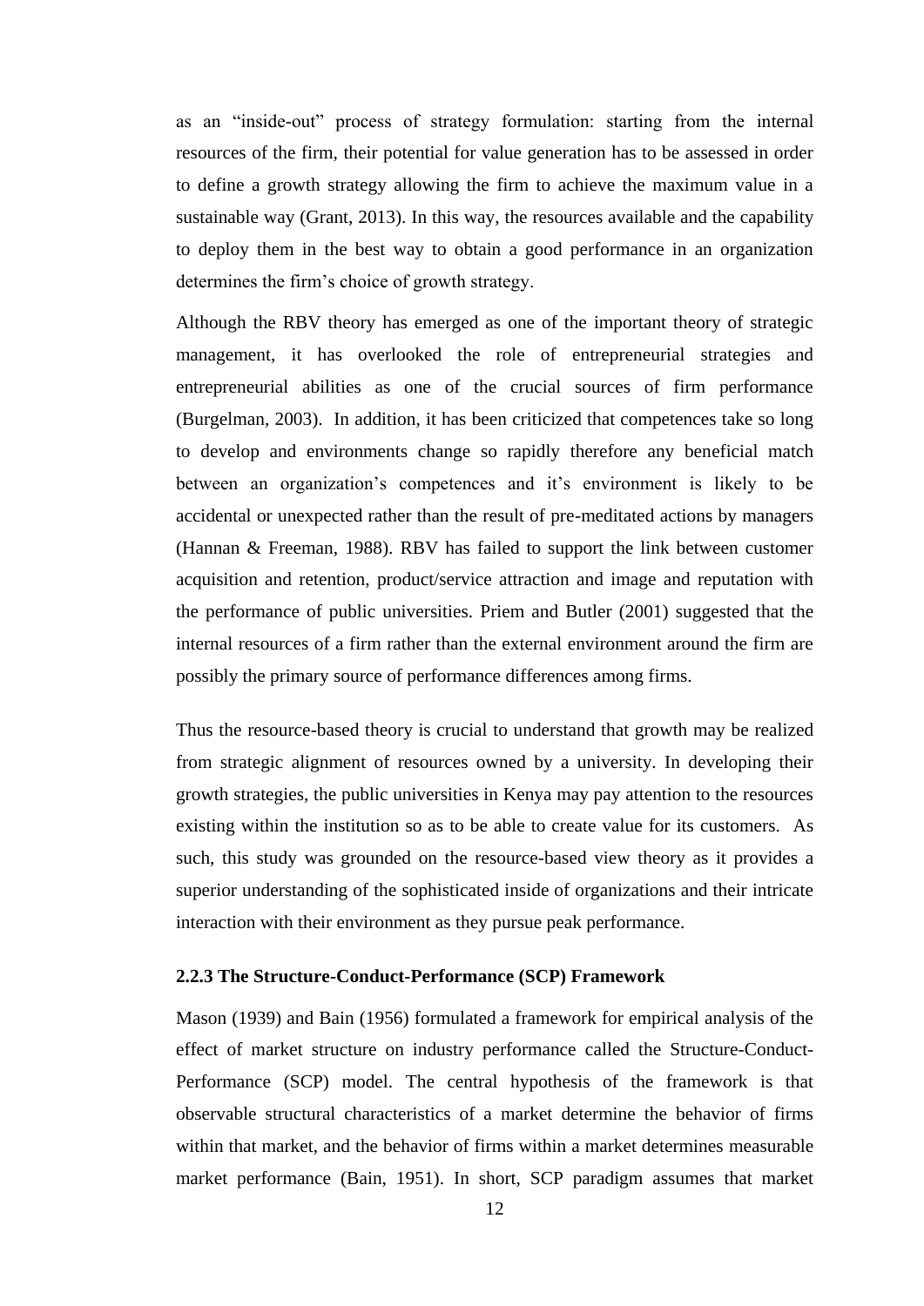as an "inside-out" process of strategy formulation: starting from the internal resources of the firm, their potential for value generation has to be assessed in order to define a growth strategy allowing the firm to achieve the maximum value in a sustainable way (Grant, 2013). In this way, the resources available and the capability to deploy them in the best way to obtain a good performance in an organization determines the firm's choice of growth strategy.

Although the RBV theory has emerged as one of the important theory of strategic management, it has overlooked the role of entrepreneurial strategies and entrepreneurial abilities as one of the crucial sources of firm performance (Burgelman, 2003). In addition, it has been criticized that competences take so long to develop and environments change so rapidly therefore any beneficial match between an organization's competences and it's environment is likely to be accidental or unexpected rather than the result of pre-meditated actions by managers (Hannan & Freeman, 1988). RBV has failed to support the link between customer acquisition and retention, product/service attraction and image and reputation with the performance of public universities. Priem and Butler (2001) suggested that the internal resources of a firm rather than the external environment around the firm are possibly the primary source of performance differences among firms.

Thus the resource-based theory is crucial to understand that growth may be realized from strategic alignment of resources owned by a university. In developing their growth strategies, the public universities in Kenya may pay attention to the resources existing within the institution so as to be able to create value for its customers. As such, this study was grounded on the resource-based view theory as it provides a superior understanding of the sophisticated inside of organizations and their intricate interaction with their environment as they pursue peak performance.

### 2.2.3 The Structure-Conduct-Performance (SCP) Framework

Mason (1939) and Bain (1956) formulated a framework for empirical analysis of the effect of market structure on industry performance called the Structure-Conduct-Performance (SCP) model. The central hypothesis of the framework is that observable structural characteristics of a market determine the behavior of firms within that market, and the behavior of firms within a market determines measurable market performance (Bain, 1951). In short, SCP paradigm assumes that market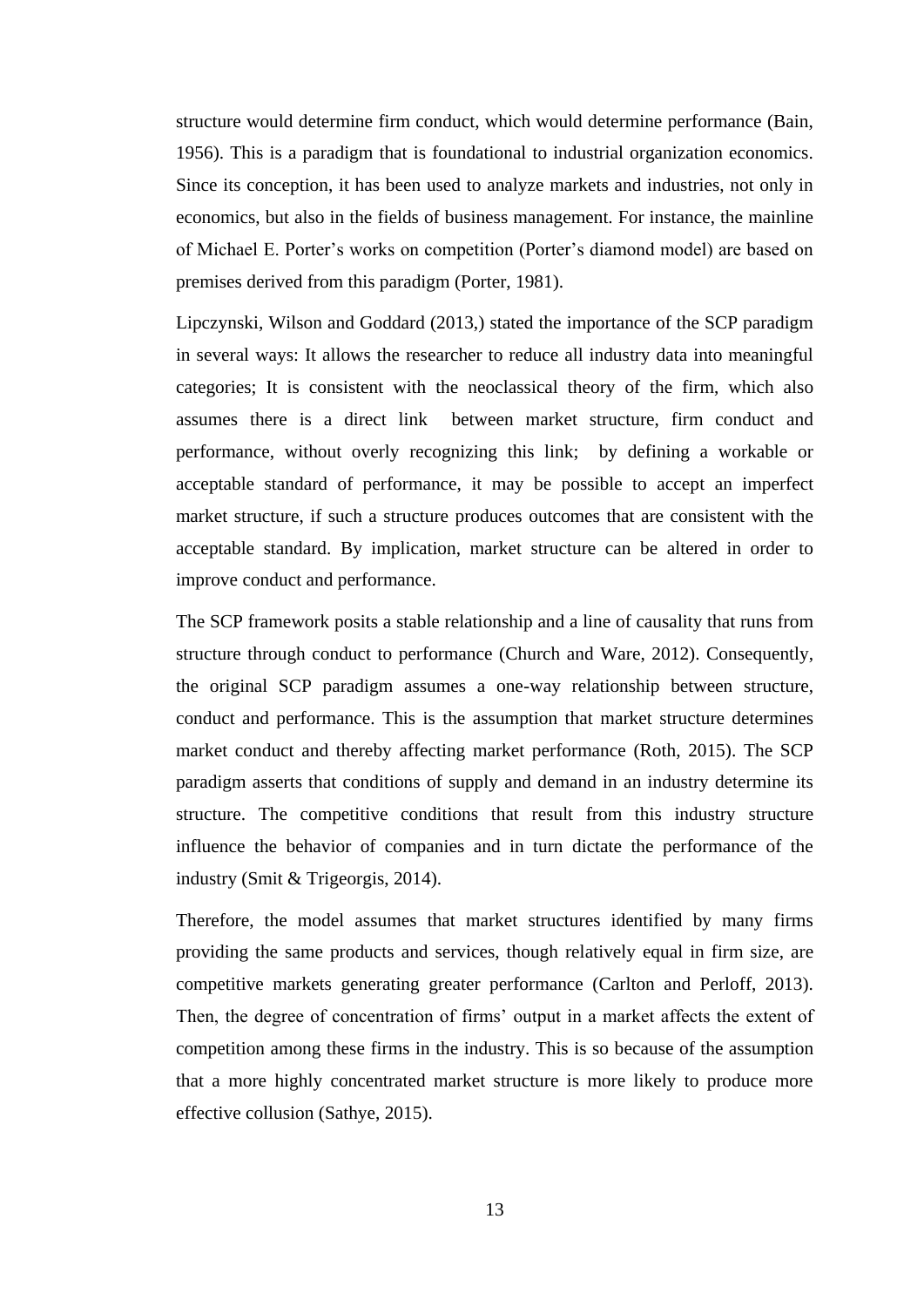structure would determine firm conduct, which would determine performance (Bain, 1956). This is a paradigm that is foundational to industrial organization economics. Since its conception, it has been used to analyze markets and industries, not only in economics, but also in the fields of business management. For instance, the mainline of Michael E. Porter's works on competition (Porter's diamond model) are based on premises derived from this paradigm (Porter, 1981).

Lipczynski, Wilson and Goddard (2013,) stated the importance of the SCP paradigm in several ways: It allows the researcher to reduce all industry data into meaningful categories; It is consistent with the neoclassical theory of the firm, which also assumes there is a direct link between market structure, firm conduct and performance, without overly recognizing this link; by defining a workable or acceptable standard of performance, it may be possible to accept an imperfect market structure, if such a structure produces outcomes that are consistent with the acceptable standard. By implication, market structure can be altered in order to improve conduct and performance.

The SCP framework posits a stable relationship and a line of causality that runs from structure through conduct to performance (Church and Ware, 2012). Consequently, the original SCP paradigm assumes a one-way relationship between structure, conduct and performance. This is the assumption that market structure determines market conduct and thereby affecting market performance (Roth, 2015). The SCP paradigm asserts that conditions of supply and demand in an industry determine its structure. The competitive conditions that result from this industry structure influence the behavior of companies and in turn dictate the performance of the industry (Smit & Trigeorgis, 2014).

Therefore, the model assumes that market structures identified by many firms providing the same products and services, though relatively equal in firm size, are competitive markets generating greater performance (Carlton and Perloff, 2013). Then, the degree of concentration of firms' output in a market affects the extent of competition among these firms in the industry. This is so because of the assumption that a more highly concentrated market structure is more likely to produce more effective collusion (Sathye, 2015).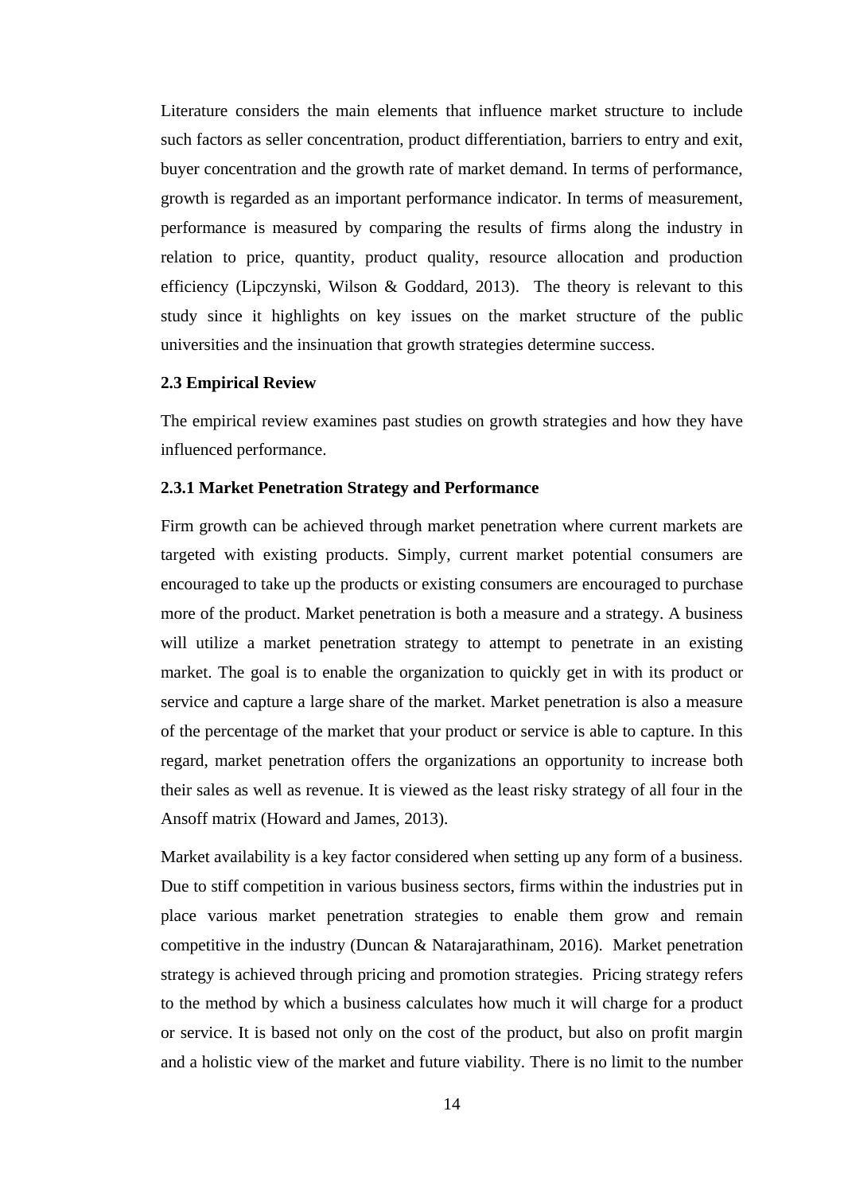Literature considers the main elements that influence market structure to include such factors as seller concentration, product differentiation, barriers to entry and exit, buyer concentration and the growth rate of market demand. In terms of performance, growth is regarded as an important performance indicator. In terms of measurement, performance is measured by comparing the results of firms along the industry in relation to price, quantity, product quality, resource allocation and production efficiency (Lipczynski, Wilson & Goddard, 2013). The theory is relevant to this study since it highlights on key issues on the market structure of the public universities and the insinuation that growth strategies determine success.

### 2.3 Empirical Review

The empirical review examines past studies on growth strategies and how they have influenced performance.

#### 2.3.1 Market Penetration Strategy and Performance

Firm growth can be achieved through market penetration where current markets are targeted with existing products. Simply, current market potential consumers are encouraged to take up the products or existing consumers are encouraged to purchase more of the product. Market penetration is both a measure and a strategy. A business will utilize a market penetration strategy to attempt to penetrate in an existing market. The goal is to enable the organization to quickly get in with its product or service and capture a large share of the market. Market penetration is also a measure of the percentage of the market that your product or service is able to capture. In this regard, market penetration offers the organizations an opportunity to increase both their sales as well as revenue. It is viewed as the least risky strategy of all four in the Ansoff matrix (Howard and James, 2013).

Market availability is a key factor considered when setting up any form of a business. Due to stiff competition in various business sectors, firms within the industries put in place various market penetration strategies to enable them grow and remain competitive in the industry (Duncan & Natarajarathinam, 2016). Market penetration strategy is achieved through pricing and promotion strategies. Pricing strategy refers to the method by which a business calculates how much it will charge for a product or service. It is based not only on the cost of the product, but also on profit margin and a holistic view of the market and future viability. There is no limit to the number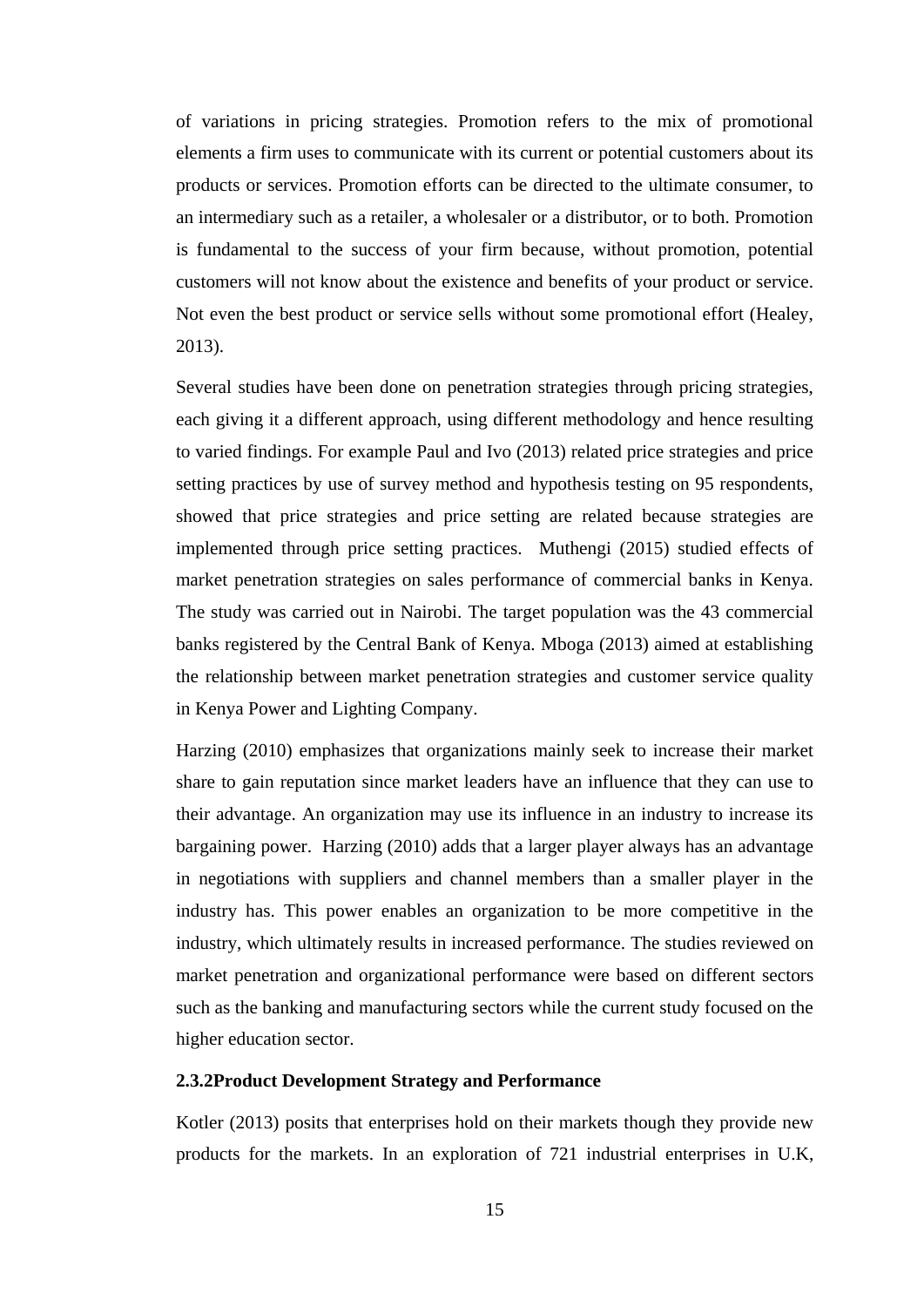of variations in pricing strategies. Promotion refers to the mix of promotional elements a firm uses to communicate with its current or potential customers about its products or services. Promotion efforts can be directed to the ultimate consumer, to an intermediary such as a retailer, a wholesaler or a distributor, or to both. Promotion is fundamental to the success of your firm because, without promotion, potential customers will not know about the existence and benefits of your product or service. Not even the best product or service sells without some promotional effort (Healey, 2013).

Several studies have been done on penetration strategies through pricing strategies, each giving it a different approach, using different methodology and hence resulting to varied findings. For example Paul and Ivo (2013) related price strategies and price setting practices by use of survey method and hypothesis testing on 95 respondents, showed that price strategies and price setting are related because strategies are implemented through price setting practices. Muthengi (2015) studied effects of market penetration strategies on sales performance of commercial banks in Kenya. The study was carried out in Nairobi. The target population was the 43 commercial banks registered by the Central Bank of Kenya. Mboga (2013) aimed at establishing the relationship between market penetration strategies and customer service quality in Kenya Power and Lighting Company.

Harzing (2010) emphasizes that organizations mainly seek to increase their market share to gain reputation since market leaders have an influence that they can use to their advantage. An organization may use its influence in an industry to increase its bargaining power. Harzing (2010) adds that a larger player always has an advantage in negotiations with suppliers and channel members than a smaller player in the industry has. This power enables an organization to be more competitive in the industry, which ultimately results in increased performance. The studies reviewed on market penetration and organizational performance were based on different sectors such as the banking and manufacturing sectors while the current study focused on the higher education sector.

### 2.3.2Product Development Strategy and Performance

Kotler (2013) posits that enterprises hold on their markets though they provide new products for the markets. In an exploration of 721 industrial enterprises in U.K,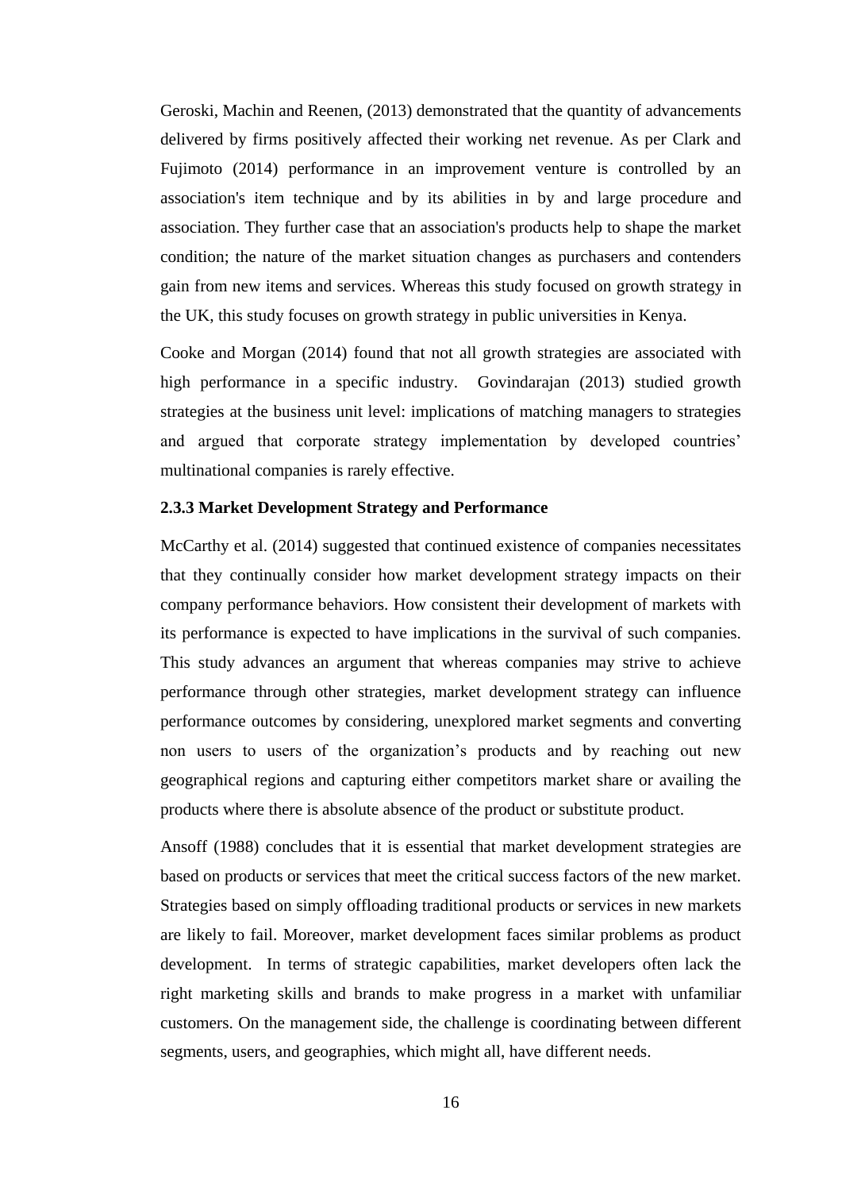Geroski, Machin and Reenen, (2013) demonstrated that the quantity of advancements delivered by firms positively affected their working net revenue. As per Clark and Fujimoto (2014) performance in an improvement venture is controlled by an association's item technique and by its abilities in by and large procedure and association. They further case that an association's products help to shape the market condition; the nature of the market situation changes as purchasers and contenders gain from new items and services. Whereas this study focused on growth strategy in the UK, this study focuses on growth strategy in public universities in Kenya.

Cooke and Morgan (2014) found that not all growth strategies are associated with high performance in a specific industry. Govindarajan (2013) studied growth strategies at the business unit level: implications of matching managers to strategies and argued that corporate strategy implementation by developed countries' multinational companies is rarely effective.

### 2.3.3 Market Development Strategy and Performance

McCarthy et al. (2014) suggested that continued existence of companies necessitates that they continually consider how market development strategy impacts on their company performance behaviors. How consistent their development of markets with its performance is expected to have implications in the survival of such companies. This study advances an argument that whereas companies may strive to achieve performance through other strategies, market development strategy can influence performance outcomes by considering, unexplored market segments and converting non users to users of the organization's products and by reaching out new geographical regions and capturing either competitors market share or availing the products where there is absolute absence of the product or substitute product.

Ansoff (1988) concludes that it is essential that market development strategies are based on products or services that meet the critical success factors of the new market. Strategies based on simply offloading traditional products or services in new markets are likely to fail. Moreover, market development faces similar problems as product development. In terms of strategic capabilities, market developers often lack the right marketing skills and brands to make progress in a market with unfamiliar customers. On the management side, the challenge is coordinating between different segments, users, and geographies, which might all, have different needs.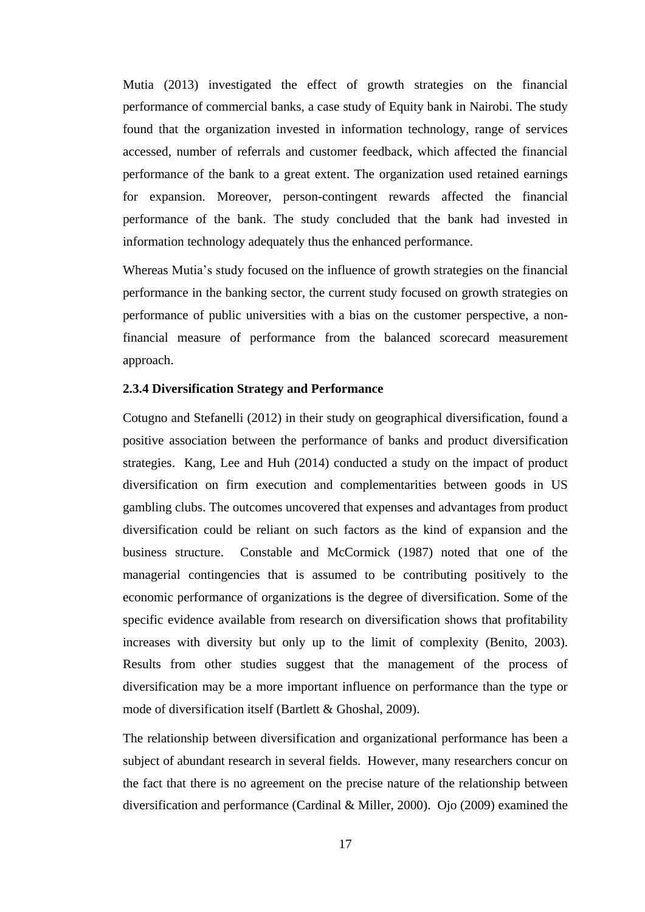Mutia (2013) investigated the effect of growth strategies on the financial performance of commercial banks, a case study of Equity bank in Nairobi. The study found that the organization invested in information technology, range of services accessed, number of referrals and customer feedback, which affected the financial performance of the bank to a great extent. The organization used retained earnings for expansion. Moreover, person-contingent rewards affected the financial performance of the bank. The study concluded that the bank had invested in information technology adequately thus the enhanced performance.

Whereas Mutia's study focused on the influence of growth strategies on the financial performance in the banking sector, the current study focused on growth strategies on performance of public universities with a bias on the customer perspective, a non-financial measure of performance from the balanced scorecard measurement approach.

### 2.3.4 Diversification Strategy and Performance

Cotugno and Stefanelli (2012) in their study on geographical diversification, found a positive association between the performance of banks and product diversification strategies. Kang, Lee and Huh (2014) conducted a study on the impact of product diversification on firm execution and complementarities between goods in US gambling clubs. The outcomes uncovered that expenses and advantages from product diversification could be reliant on such factors as the kind of expansion and the business structure. Constable and McCormick (1987) noted that one of the managerial contingencies that is assumed to be contributing positively to the economic performance of organizations is the degree of diversification. Some of the specific evidence available from research on diversification shows that profitability increases with diversity but only up to the limit of complexity (Benito, 2003). Results from other studies suggest that the management of the process of diversification may be a more important influence on performance than the type or mode of diversification itself (Bartlett & Ghoshal, 2009).

The relationship between diversification and organizational performance has been a subject of abundant research in several fields. However, many researchers concur on the fact that there is no agreement on the precise nature of the relationship between diversification and performance (Cardinal & Miller, 2000). Ojo (2009) examined the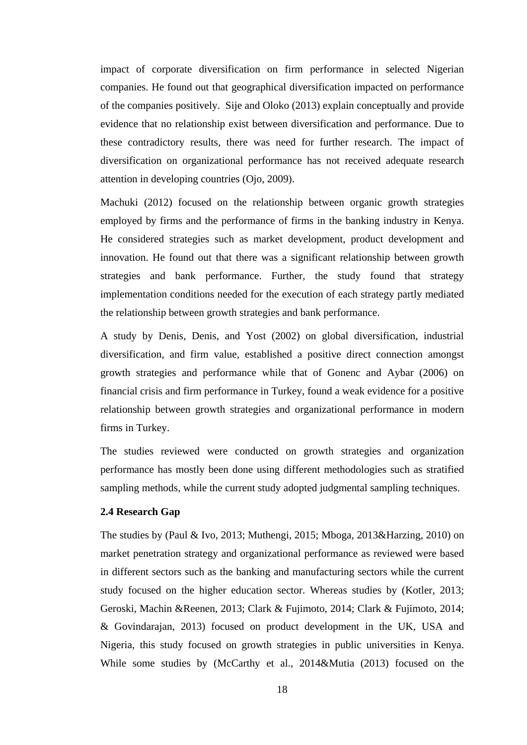impact of corporate diversification on firm performance in selected Nigerian companies. He found out that geographical diversification impacted on performance of the companies positively. Sije and Oloko (2013) explain conceptually and provide evidence that no relationship exist between diversification and performance. Due to these contradictory results, there was need for further research. The impact of diversification on organizational performance has not received adequate research attention in developing countries (Ojo, 2009).

Machuki (2012) focused on the relationship between organic growth strategies employed by firms and the performance of firms in the banking industry in Kenya. He considered strategies such as market development, product development and innovation. He found out that there was a significant relationship between growth strategies and bank performance. Further, the study found that strategy implementation conditions needed for the execution of each strategy partly mediated the relationship between growth strategies and bank performance.

A study by Denis, Denis, and Yost (2002) on global diversification, industrial diversification, and firm value, established a positive direct connection amongst growth strategies and performance while that of Gonenc and Aybar (2006) on financial crisis and firm performance in Turkey, found a weak evidence for a positive relationship between growth strategies and organizational performance in modern firms in Turkey.

The studies reviewed were conducted on growth strategies and organization performance has mostly been done using different methodologies such as stratified sampling methods, while the current study adopted judgmental sampling techniques.

### 2.4 Research Gap

The studies by (Paul & Ivo, 2013; Muthengi, 2015; Mboga, 2013&Harzing, 2010) on market penetration strategy and organizational performance as reviewed were based in different sectors such as the banking and manufacturing sectors while the current study focused on the higher education sector. Whereas studies by (Kotler, 2013; Geroski, Machin &Reenen, 2013; Clark & Fujimoto, 2014; Clark & Fujimoto, 2014; & Govindarajan, 2013) focused on product development in the UK, USA and Nigeria, this study focused on growth strategies in public universities in Kenya. While some studies by (McCarthy et al., 2014&Mutia (2013) focused on the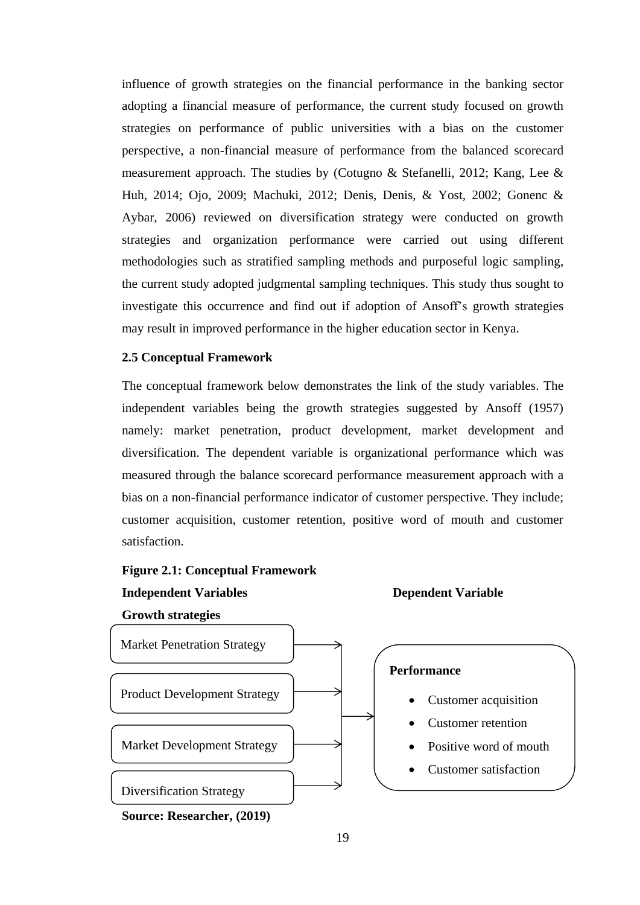influence of growth strategies on the financial performance in the banking sector adopting a financial measure of performance, the current study focused on growth strategies on performance of public universities with a bias on the customer perspective, a non-financial measure of performance from the balanced scorecard measurement approach. The studies by (Cotugno & Stefanelli, 2012; Kang, Lee & Huh, 2014; Ojo, 2009; Machuki, 2012; Denis, Denis, & Yost, 2002; Gonenc & Aybar, 2006) reviewed on diversification strategy were conducted on growth strategies and organization performance were carried out using different methodologies such as stratified sampling methods and purposeful logic sampling, the current study adopted judgmental sampling techniques. This study thus sought to investigate this occurrence and find out if adoption of Ansoff's growth strategies may result in improved performance in the higher education sector in Kenya.

### 2.5 Conceptual Framework

The conceptual framework below demonstrates the link of the study variables. The independent variables being the growth strategies suggested by Ansoff (1957) namely: market penetration, product development, market development and diversification. The dependent variable is organizational performance which was measured through the balance scorecard performance measurement approach with a bias on a non-financial performance indicator of customer perspective. They include; customer acquisition, customer retention, positive word of mouth and customer satisfaction.

**Figure 2.1: Conceptual Framework**

**Independent Variables** | **Dependent Variable**

**Growth strategies**

- Market Penetration Strategy
- Product Development Strategy
- Market Development Strategy
- Diversification Strategy

→

**Performance**

- Customer acquisition
- Customer retention
- Positive word of mouth
- Customer satisfaction

**Source: Researcher, (2019)**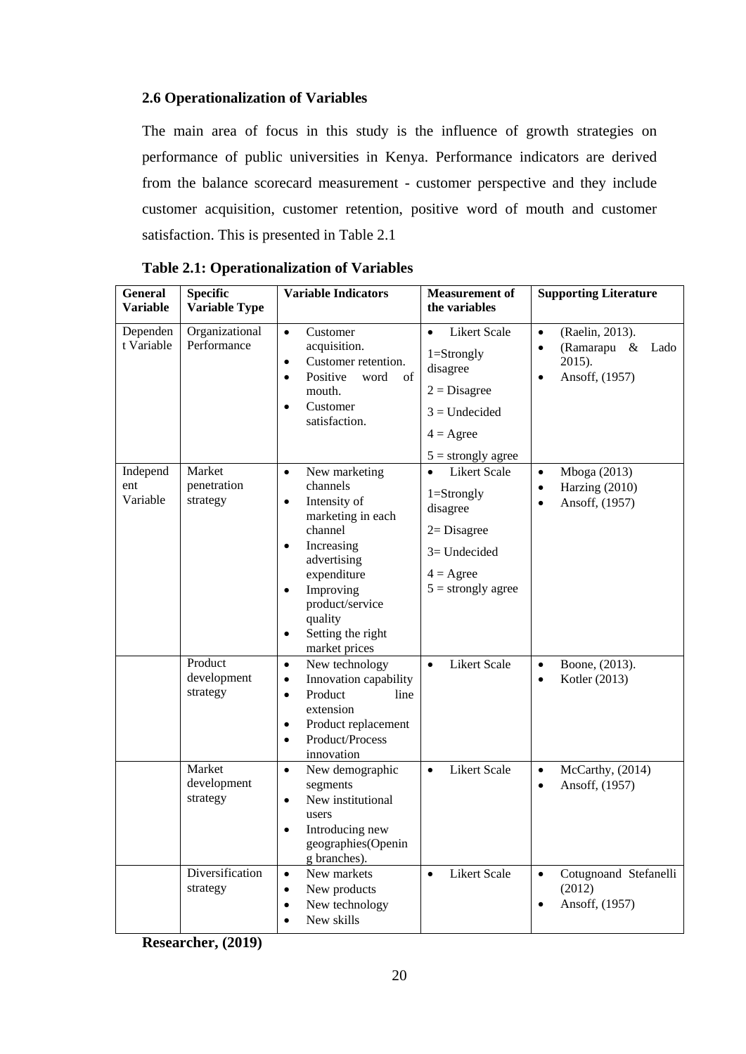### 2.6 Operationalization of Variables

The main area of focus in this study is the influence of growth strategies on performance of public universities in Kenya. Performance indicators are derived from the balance scorecard measurement - customer perspective and they include customer acquisition, customer retention, positive word of mouth and customer satisfaction. This is presented in Table 2.1

**Table 2.1: Operationalization of Variables**

| General Variable | Specific Variable Type | Variable Indicators | Measurement of the variables | Supporting Literature |
|---|---|---|---|---|
| Dependent Variable | Organizational Performance | • Customer acquisition.<br>• Customer retention.<br>• Positive word of mouth.<br>• Customer satisfaction. | • Likert Scale<br>1=Strongly disagree<br>2 = Disagree<br>3 = Undecided<br>4 = Agree<br>5 = strongly agree | • (Raelin, 2013).<br>• (Ramarapu & Lado 2015).<br>• Ansoff, (1957) |
| Independent Variable | Market penetration strategy | • New marketing channels<br>• Intensity of marketing in each channel<br>• Increasing advertising expenditure<br>• Improving product/service quality<br>• Setting the right market prices | • Likert Scale<br>1=Strongly disagree<br>2= Disagree<br>3= Undecided<br>4 = Agree<br>5 = strongly agree | • Mboga (2013)<br>• Harzing (2010)<br>• Ansoff, (1957) |
| | Product development strategy | • New technology<br>• Innovation capability<br>• Product line extension<br>• Product replacement<br>• Product/Process innovation | • Likert Scale | • Boone, (2013).<br>• Kotler (2013) |
| | Market development strategy | • New demographic segments<br>• New institutional users<br>• Introducing new geographies(Opening branches). | • Likert Scale | • McCarthy, (2014)<br>• Ansoff, (1957) |
| | Diversification strategy | • New markets<br>• New products<br>• New technology<br>• New skills | • Likert Scale | • Cotugnoand Stefanelli (2012)<br>• Ansoff, (1957) |

**Researcher, (2019)**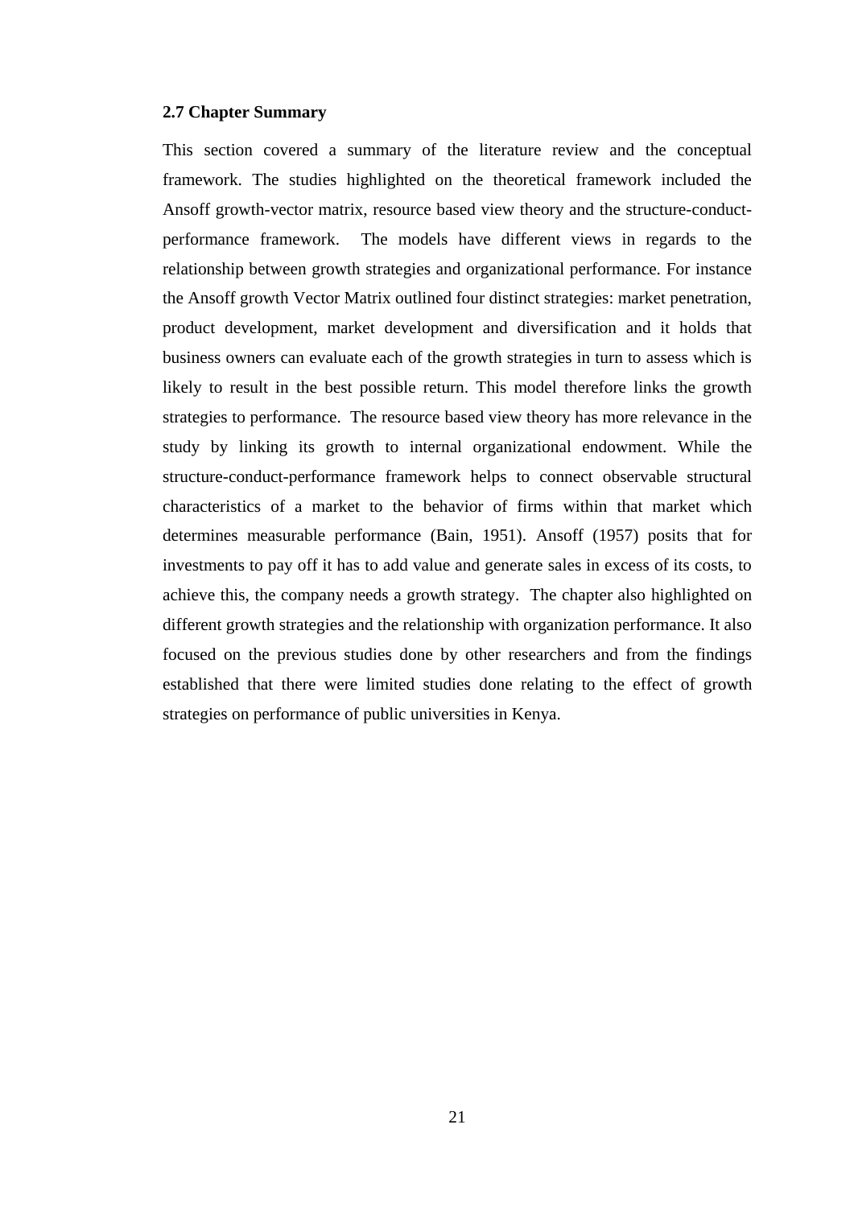## 2.7 Chapter Summary

This section covered a summary of the literature review and the conceptual framework. The studies highlighted on the theoretical framework included the Ansoff growth-vector matrix, resource based view theory and the structure-conduct-performance framework. The models have different views in regards to the relationship between growth strategies and organizational performance. For instance the Ansoff growth Vector Matrix outlined four distinct strategies: market penetration, product development, market development and diversification and it holds that business owners can evaluate each of the growth strategies in turn to assess which is likely to result in the best possible return. This model therefore links the growth strategies to performance. The resource based view theory has more relevance in the study by linking its growth to internal organizational endowment. While the structure-conduct-performance framework helps to connect observable structural characteristics of a market to the behavior of firms within that market which determines measurable performance (Bain, 1951). Ansoff (1957) posits that for investments to pay off it has to add value and generate sales in excess of its costs, to achieve this, the company needs a growth strategy. The chapter also highlighted on different growth strategies and the relationship with organization performance. It also focused on the previous studies done by other researchers and from the findings established that there were limited studies done relating to the effect of growth strategies on performance of public universities in Kenya.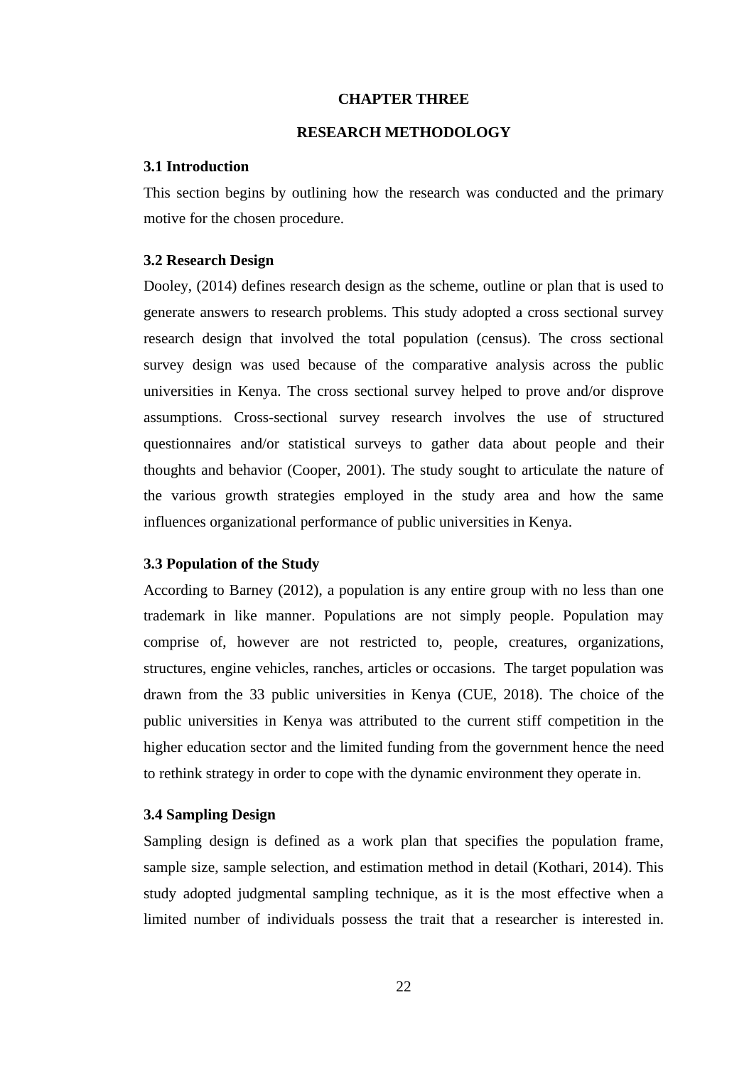# CHAPTER THREE

# RESEARCH METHODOLOGY

## 3.1 Introduction

This section begins by outlining how the research was conducted and the primary motive for the chosen procedure.

## 3.2 Research Design

Dooley, (2014) defines research design as the scheme, outline or plan that is used to generate answers to research problems. This study adopted a cross sectional survey research design that involved the total population (census). The cross sectional survey design was used because of the comparative analysis across the public universities in Kenya. The cross sectional survey helped to prove and/or disprove assumptions. Cross-sectional survey research involves the use of structured questionnaires and/or statistical surveys to gather data about people and their thoughts and behavior (Cooper, 2001). The study sought to articulate the nature of the various growth strategies employed in the study area and how the same influences organizational performance of public universities in Kenya.

## 3.3 Population of the Study

According to Barney (2012), a population is any entire group with no less than one trademark in like manner. Populations are not simply people. Population may comprise of, however are not restricted to, people, creatures, organizations, structures, engine vehicles, ranches, articles or occasions. The target population was drawn from the 33 public universities in Kenya (CUE, 2018). The choice of the public universities in Kenya was attributed to the current stiff competition in the higher education sector and the limited funding from the government hence the need to rethink strategy in order to cope with the dynamic environment they operate in.

## 3.4 Sampling Design

Sampling design is defined as a work plan that specifies the population frame, sample size, sample selection, and estimation method in detail (Kothari, 2014). This study adopted judgmental sampling technique, as it is the most effective when a limited number of individuals possess the trait that a researcher is interested in.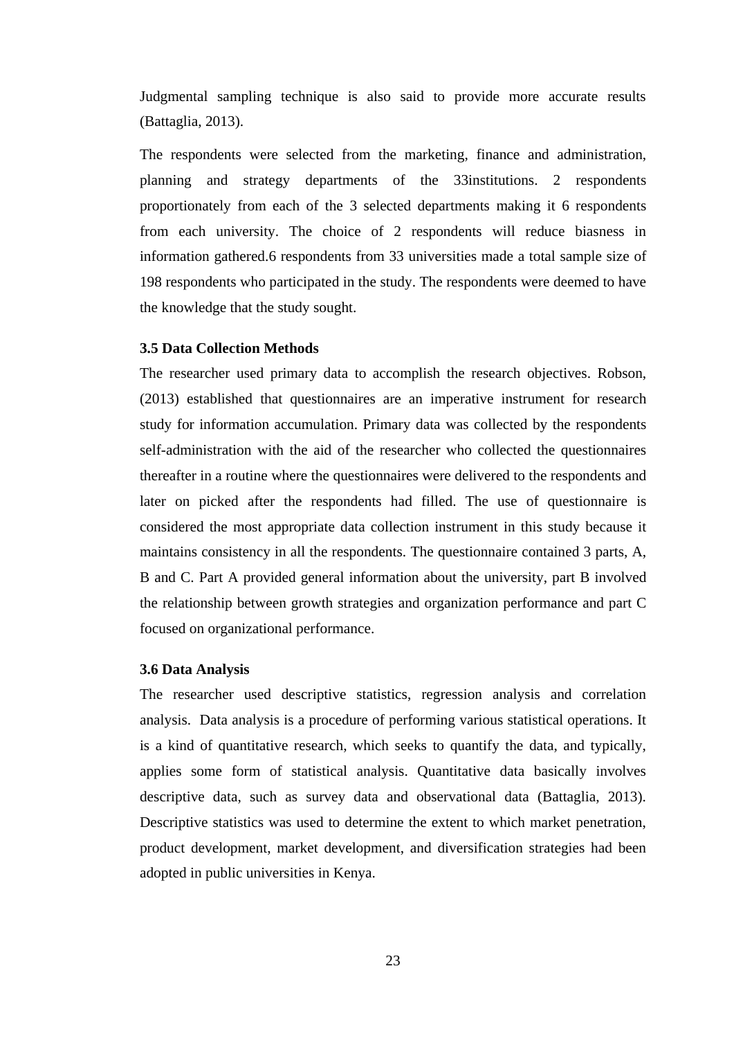Judgmental sampling technique is also said to provide more accurate results (Battaglia, 2013).

The respondents were selected from the marketing, finance and administration, planning and strategy departments of the 33institutions. 2 respondents proportionately from each of the 3 selected departments making it 6 respondents from each university. The choice of 2 respondents will reduce biasness in information gathered.6 respondents from 33 universities made a total sample size of 198 respondents who participated in the study. The respondents were deemed to have the knowledge that the study sought.

### 3.5 Data Collection Methods

The researcher used primary data to accomplish the research objectives. Robson, (2013) established that questionnaires are an imperative instrument for research study for information accumulation. Primary data was collected by the respondents self-administration with the aid of the researcher who collected the questionnaires thereafter in a routine where the questionnaires were delivered to the respondents and later on picked after the respondents had filled. The use of questionnaire is considered the most appropriate data collection instrument in this study because it maintains consistency in all the respondents. The questionnaire contained 3 parts, A, B and C. Part A provided general information about the university, part B involved the relationship between growth strategies and organization performance and part C focused on organizational performance.

### 3.6 Data Analysis

The researcher used descriptive statistics, regression analysis and correlation analysis. Data analysis is a procedure of performing various statistical operations. It is a kind of quantitative research, which seeks to quantify the data, and typically, applies some form of statistical analysis. Quantitative data basically involves descriptive data, such as survey data and observational data (Battaglia, 2013). Descriptive statistics was used to determine the extent to which market penetration, product development, market development, and diversification strategies had been adopted in public universities in Kenya.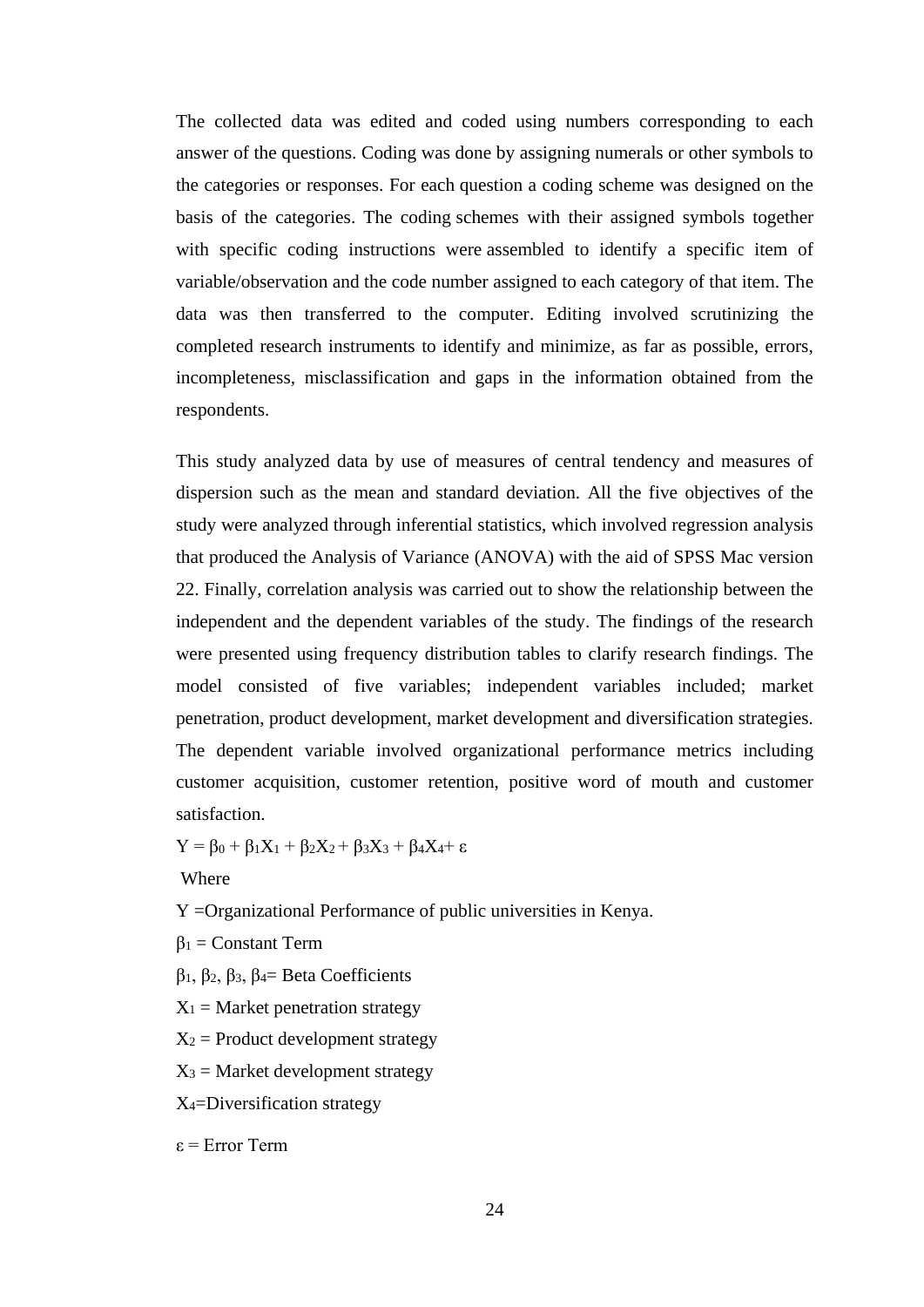The collected data was edited and coded using numbers corresponding to each answer of the questions. Coding was done by assigning numerals or other symbols to the categories or responses. For each question a coding scheme was designed on the basis of the categories. The coding schemes with their assigned symbols together with specific coding instructions were assembled to identify a specific item of variable/observation and the code number assigned to each category of that item. The data was then transferred to the computer. Editing involved scrutinizing the completed research instruments to identify and minimize, as far as possible, errors, incompleteness, misclassification and gaps in the information obtained from the respondents.

This study analyzed data by use of measures of central tendency and measures of dispersion such as the mean and standard deviation. All the five objectives of the study were analyzed through inferential statistics, which involved regression analysis that produced the Analysis of Variance (ANOVA) with the aid of SPSS Mac version 22. Finally, correlation analysis was carried out to show the relationship between the independent and the dependent variables of the study. The findings of the research were presented using frequency distribution tables to clarify research findings. The model consisted of five variables; independent variables included; market penetration, product development, market development and diversification strategies. The dependent variable involved organizational performance metrics including customer acquisition, customer retention, positive word of mouth and customer satisfaction.

$Y = \beta_0 + \beta_1X_1 + \beta_2X_2 + \beta_3X_3 + \beta_4X_4 + \varepsilon$

Where

$Y$ =Organizational Performance of public universities in Kenya.

$\beta_1$ = Constant Term

$\beta_1$, $\beta_2$, $\beta_3$, $\beta_4$= Beta Coefficients

$X_1$ = Market penetration strategy

$X_2$ = Product development strategy

$X_3$ = Market development strategy

$X_4$=Diversification strategy

$\varepsilon$ = Error Term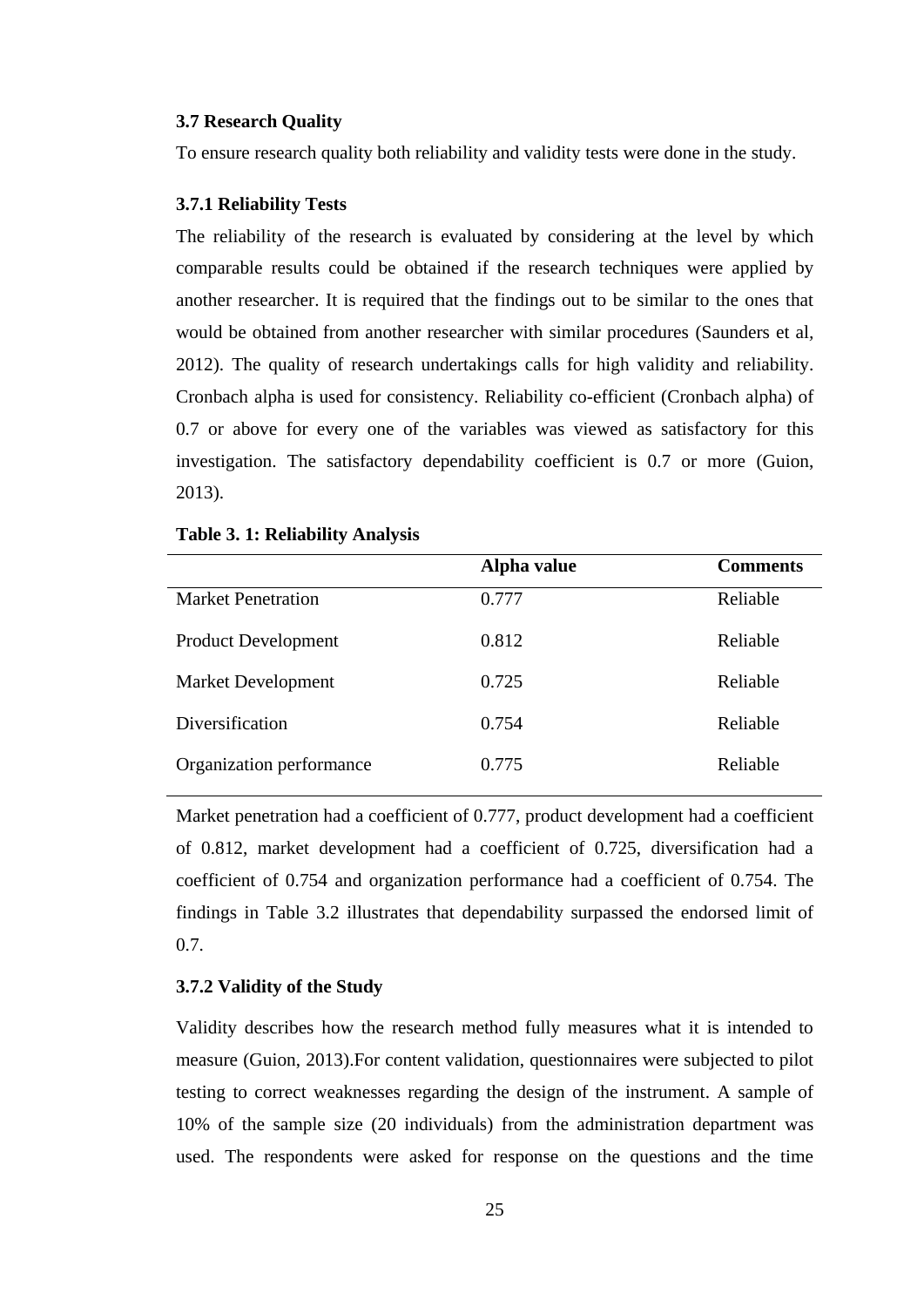### 3.7 Research Quality

To ensure research quality both reliability and validity tests were done in the study.

#### 3.7.1 Reliability Tests

The reliability of the research is evaluated by considering at the level by which comparable results could be obtained if the research techniques were applied by another researcher. It is required that the findings out to be similar to the ones that would be obtained from another researcher with similar procedures (Saunders et al, 2012). The quality of research undertakings calls for high validity and reliability. Cronbach alpha is used for consistency. Reliability co-efficient (Cronbach alpha) of 0.7 or above for every one of the variables was viewed as satisfactory for this investigation. The satisfactory dependability coefficient is 0.7 or more (Guion, 2013).

**Table 3. 1: Reliability Analysis**

| | Alpha value | Comments |
|---|---|---|
| Market Penetration | 0.777 | Reliable |
| Product Development | 0.812 | Reliable |
| Market Development | 0.725 | Reliable |
| Diversification | 0.754 | Reliable |
| Organization performance | 0.775 | Reliable |

Market penetration had a coefficient of 0.777, product development had a coefficient of 0.812, market development had a coefficient of 0.725, diversification had a coefficient of 0.754 and organization performance had a coefficient of 0.754. The findings in Table 3.2 illustrates that dependability surpassed the endorsed limit of 0.7.

#### 3.7.2 Validity of the Study

Validity describes how the research method fully measures what it is intended to measure (Guion, 2013).For content validation, questionnaires were subjected to pilot testing to correct weaknesses regarding the design of the instrument. A sample of 10% of the sample size (20 individuals) from the administration department was used. The respondents were asked for response on the questions and the time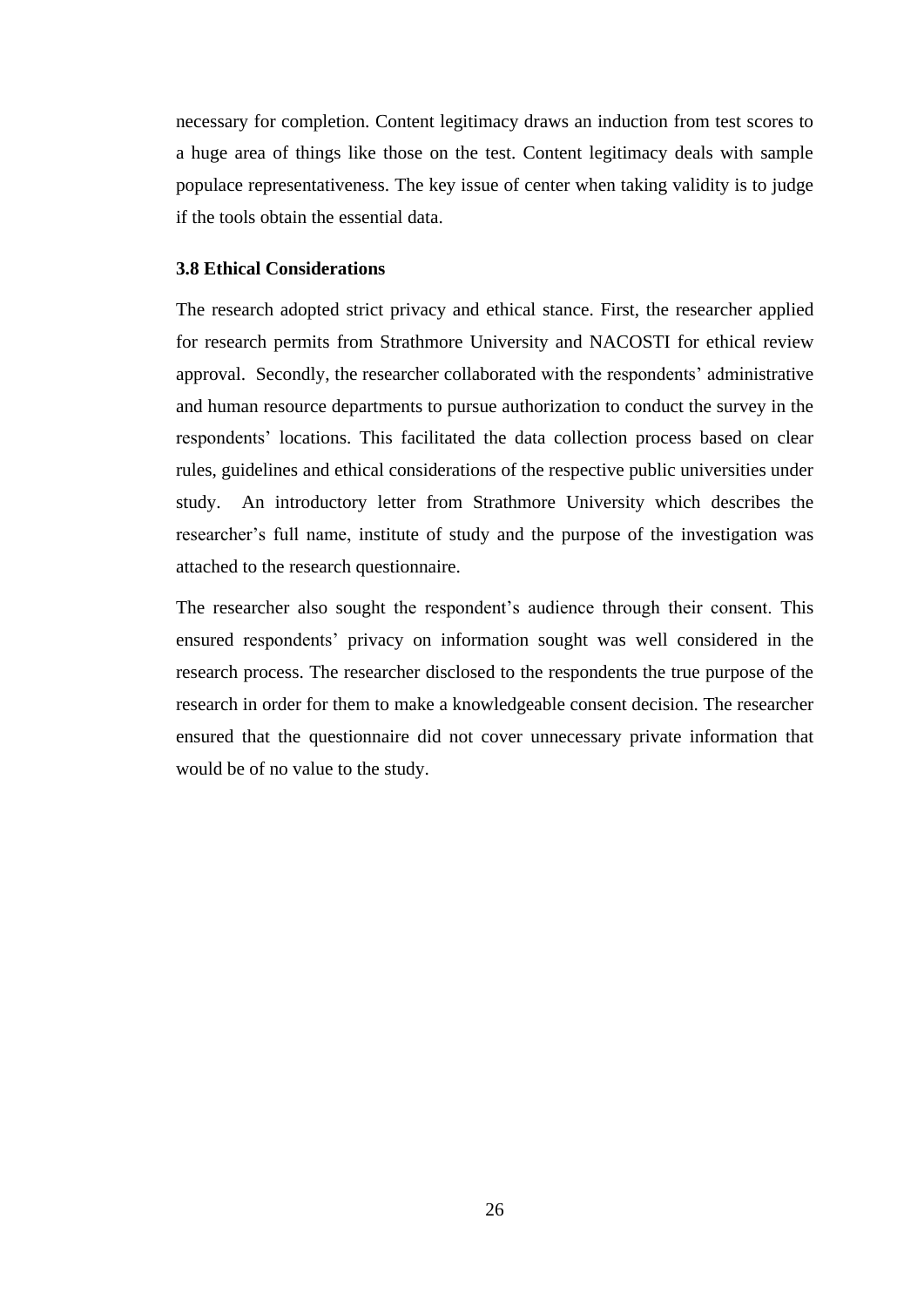necessary for completion. Content legitimacy draws an induction from test scores to a huge area of things like those on the test. Content legitimacy deals with sample populace representativeness. The key issue of center when taking validity is to judge if the tools obtain the essential data.

### 3.8 Ethical Considerations

The research adopted strict privacy and ethical stance. First, the researcher applied for research permits from Strathmore University and NACOSTI for ethical review approval. Secondly, the researcher collaborated with the respondents' administrative and human resource departments to pursue authorization to conduct the survey in the respondents' locations. This facilitated the data collection process based on clear rules, guidelines and ethical considerations of the respective public universities under study. An introductory letter from Strathmore University which describes the researcher's full name, institute of study and the purpose of the investigation was attached to the research questionnaire.

The researcher also sought the respondent's audience through their consent. This ensured respondents' privacy on information sought was well considered in the research process. The researcher disclosed to the respondents the true purpose of the research in order for them to make a knowledgeable consent decision. The researcher ensured that the questionnaire did not cover unnecessary private information that would be of no value to the study.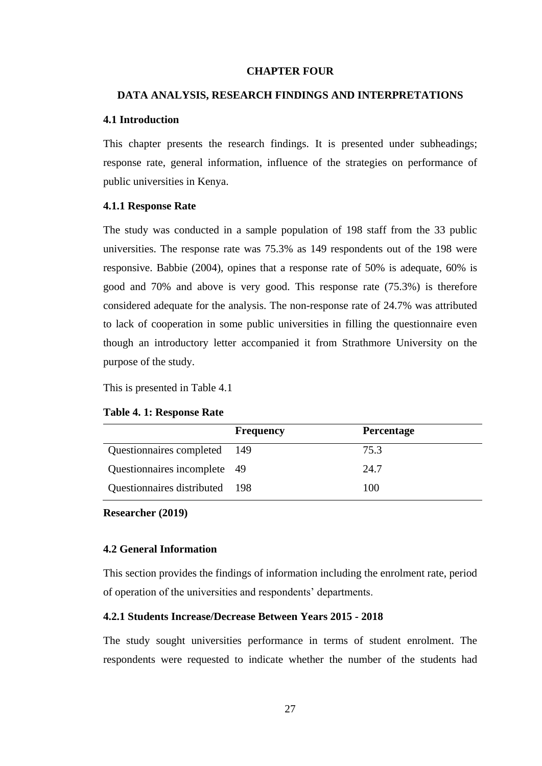# CHAPTER FOUR

## DATA ANALYSIS, RESEARCH FINDINGS AND INTERPRETATIONS

### 4.1 Introduction

This chapter presents the research findings. It is presented under subheadings; response rate, general information, influence of the strategies on performance of public universities in Kenya.

#### 4.1.1 Response Rate

The study was conducted in a sample population of 198 staff from the 33 public universities. The response rate was 75.3% as 149 respondents out of the 198 were responsive. Babbie (2004), opines that a response rate of 50% is adequate, 60% is good and 70% and above is very good. This response rate (75.3%) is therefore considered adequate for the analysis. The non-response rate of 24.7% was attributed to lack of cooperation in some public universities in filling the questionnaire even though an introductory letter accompanied it from Strathmore University on the purpose of the study.

This is presented in Table 4.1

**Table 4. 1: Response Rate**

| | Frequency | Percentage |
|---|---|---|
| Questionnaires completed | 149 | 75.3 |
| Questionnaires incomplete | 49 | 24.7 |
| Questionnaires distributed | 198 | 100 |

**Researcher (2019)**

### 4.2 General Information

This section provides the findings of information including the enrolment rate, period of operation of the universities and respondents' departments.

#### 4.2.1 Students Increase/Decrease Between Years 2015 - 2018

The study sought universities performance in terms of student enrolment. The respondents were requested to indicate whether the number of the students had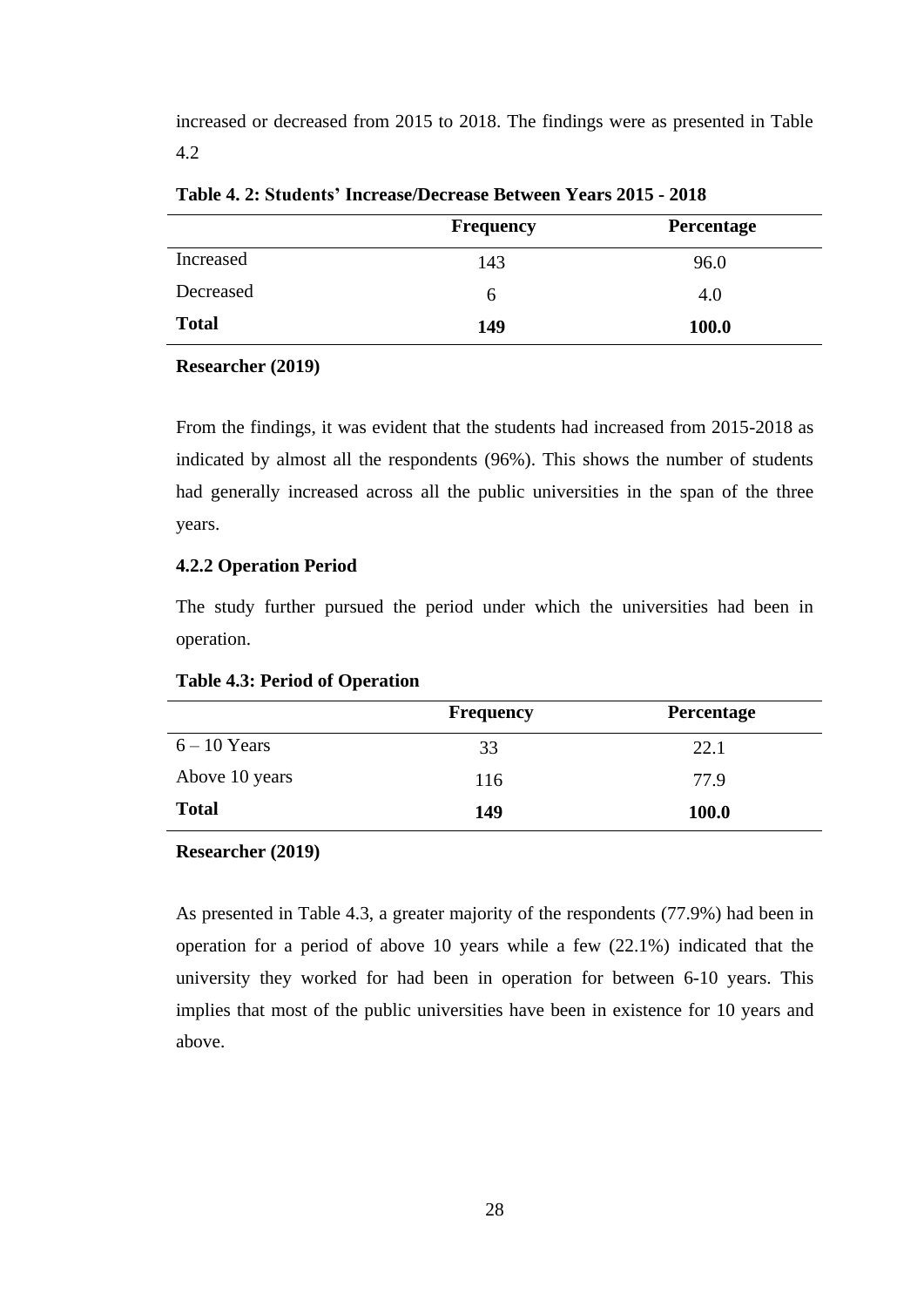increased or decreased from 2015 to 2018. The findings were as presented in Table 4.2

**Table 4. 2: Students' Increase/Decrease Between Years 2015 - 2018**

| | Frequency | Percentage |
|---|---|---|
| Increased | 143 | 96.0 |
| Decreased | 6 | 4.0 |
| **Total** | **149** | **100.0** |

**Researcher (2019)**

From the findings, it was evident that the students had increased from 2015-2018 as indicated by almost all the respondents (96%). This shows the number of students had generally increased across all the public universities in the span of the three years.

### 4.2.2 Operation Period

The study further pursued the period under which the universities had been in operation.

**Table 4.3: Period of Operation**

| | Frequency | Percentage |
|---|---|---|
| 6 – 10 Years | 33 | 22.1 |
| Above 10 years | 116 | 77.9 |
| **Total** | **149** | **100.0** |

**Researcher (2019)**

As presented in Table 4.3, a greater majority of the respondents (77.9%) had been in operation for a period of above 10 years while a few (22.1%) indicated that the university they worked for had been in operation for between 6-10 years. This implies that most of the public universities have been in existence for 10 years and above.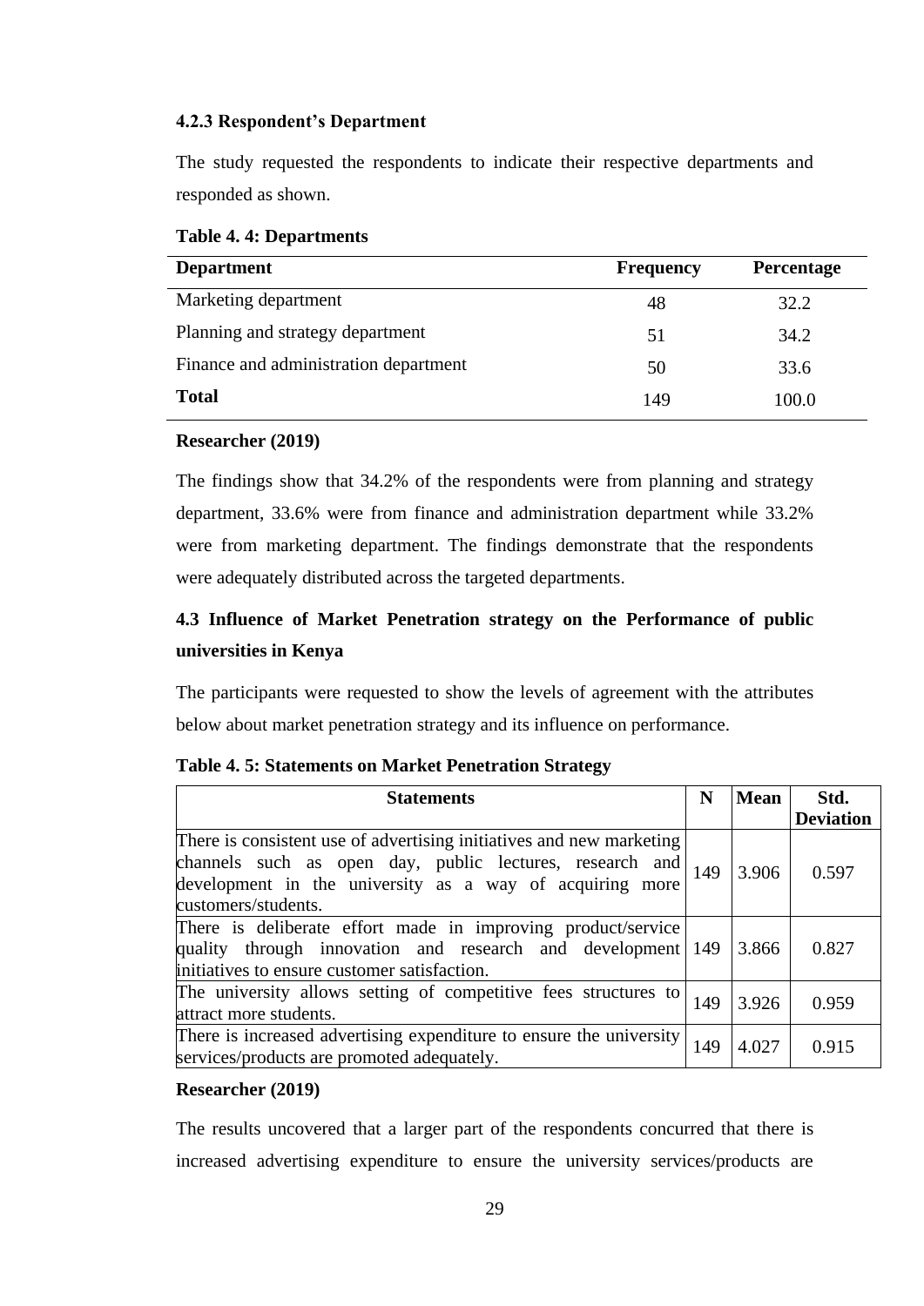#### 4.2.3 Respondent's Department

The study requested the respondents to indicate their respective departments and responded as shown.

**Table 4. 4: Departments**

| Department | Frequency | Percentage |
|---|---|---|
| Marketing department | 48 | 32.2 |
| Planning and strategy department | 51 | 34.2 |
| Finance and administration department | 50 | 33.6 |
| **Total** | 149 | 100.0 |

**Researcher (2019)**

The findings show that 34.2% of the respondents were from planning and strategy department, 33.6% were from finance and administration department while 33.2% were from marketing department. The findings demonstrate that the respondents were adequately distributed across the targeted departments.

### 4.3 Influence of Market Penetration strategy on the Performance of public universities in Kenya

The participants were requested to show the levels of agreement with the attributes below about market penetration strategy and its influence on performance.

**Table 4. 5: Statements on Market Penetration Strategy**

| Statements | N | Mean | Std. Deviation |
|---|---|---|---|
| There is consistent use of advertising initiatives and new marketing channels such as open day, public lectures, research and development in the university as a way of acquiring more customers/students. | 149 | 3.906 | 0.597 |
| There is deliberate effort made in improving product/service quality through innovation and research and development initiatives to ensure customer satisfaction. | 149 | 3.866 | 0.827 |
| The university allows setting of competitive fees structures to attract more students. | 149 | 3.926 | 0.959 |
| There is increased advertising expenditure to ensure the university services/products are promoted adequately. | 149 | 4.027 | 0.915 |

**Researcher (2019)**

The results uncovered that a larger part of the respondents concurred that there is increased advertising expenditure to ensure the university services/products are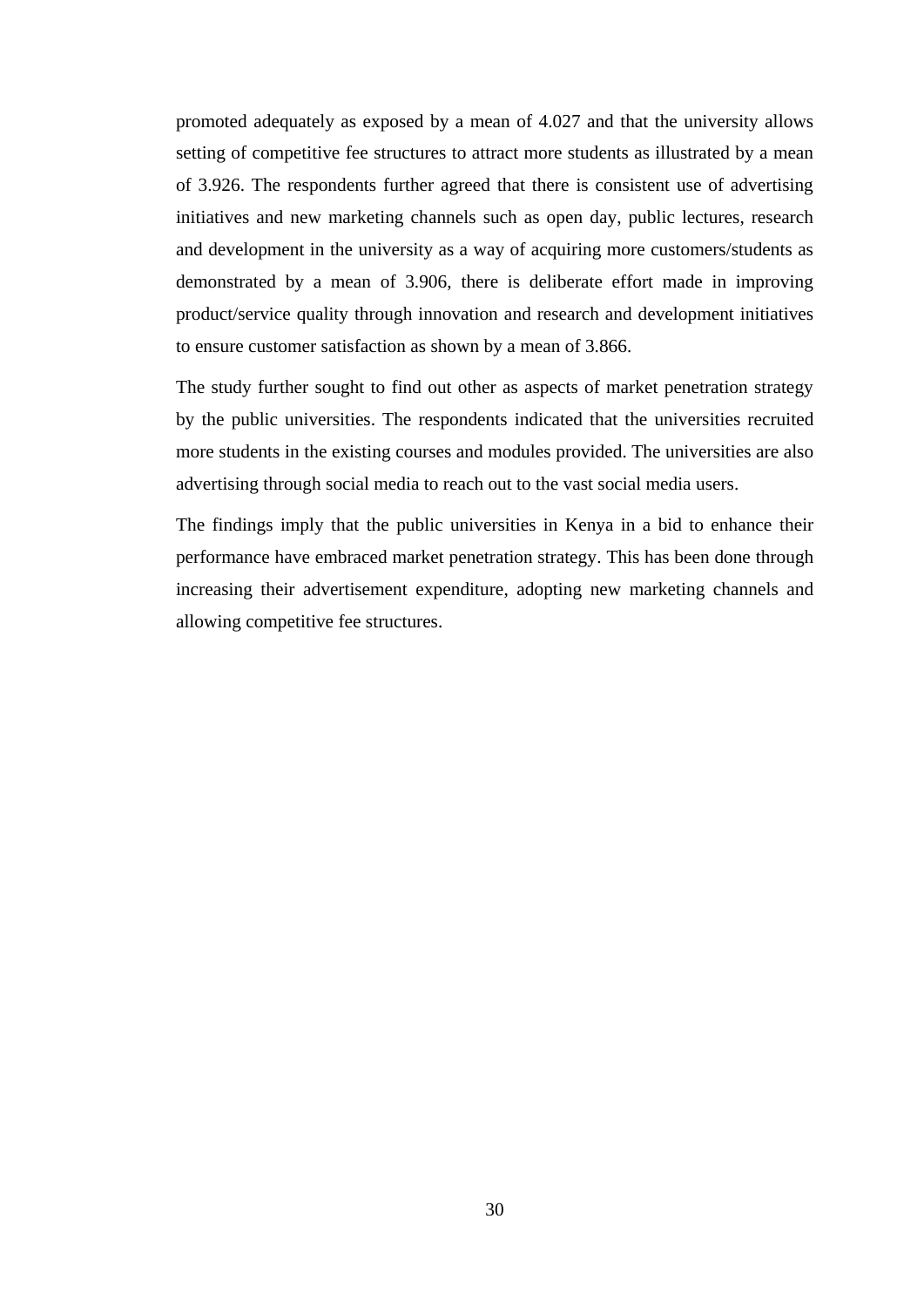promoted adequately as exposed by a mean of 4.027 and that the university allows setting of competitive fee structures to attract more students as illustrated by a mean of 3.926. The respondents further agreed that there is consistent use of advertising initiatives and new marketing channels such as open day, public lectures, research and development in the university as a way of acquiring more customers/students as demonstrated by a mean of 3.906, there is deliberate effort made in improving product/service quality through innovation and research and development initiatives to ensure customer satisfaction as shown by a mean of 3.866.

The study further sought to find out other as aspects of market penetration strategy by the public universities. The respondents indicated that the universities recruited more students in the existing courses and modules provided. The universities are also advertising through social media to reach out to the vast social media users.

The findings imply that the public universities in Kenya in a bid to enhance their performance have embraced market penetration strategy. This has been done through increasing their advertisement expenditure, adopting new marketing channels and allowing competitive fee structures.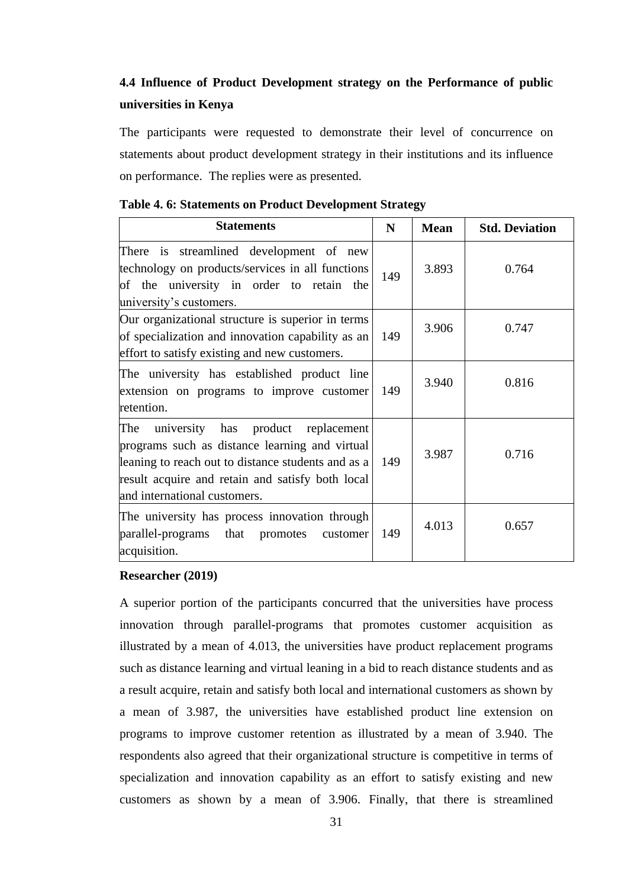## 4.4 Influence of Product Development strategy on the Performance of public universities in Kenya

The participants were requested to demonstrate their level of concurrence on statements about product development strategy in their institutions and its influence on performance. The replies were as presented.

**Table 4. 6: Statements on Product Development Strategy**

| Statements | N | Mean | Std. Deviation |
|---|---|---|---|
| There is streamlined development of new technology on products/services in all functions of the university in order to retain the university's customers. | 149 | 3.893 | 0.764 |
| Our organizational structure is superior in terms of specialization and innovation capability as an effort to satisfy existing and new customers. | 149 | 3.906 | 0.747 |
| The university has established product line extension on programs to improve customer retention. | 149 | 3.940 | 0.816 |
| The university has product replacement programs such as distance learning and virtual leaning to reach out to distance students and as a result acquire and retain and satisfy both local and international customers. | 149 | 3.987 | 0.716 |
| The university has process innovation through parallel-programs that promotes customer acquisition. | 149 | 4.013 | 0.657 |

**Researcher (2019)**

A superior portion of the participants concurred that the universities have process innovation through parallel-programs that promotes customer acquisition as illustrated by a mean of 4.013, the universities have product replacement programs such as distance learning and virtual leaning in a bid to reach distance students and as a result acquire, retain and satisfy both local and international customers as shown by a mean of 3.987, the universities have established product line extension on programs to improve customer retention as illustrated by a mean of 3.940. The respondents also agreed that their organizational structure is competitive in terms of specialization and innovation capability as an effort to satisfy existing and new customers as shown by a mean of 3.906. Finally, that there is streamlined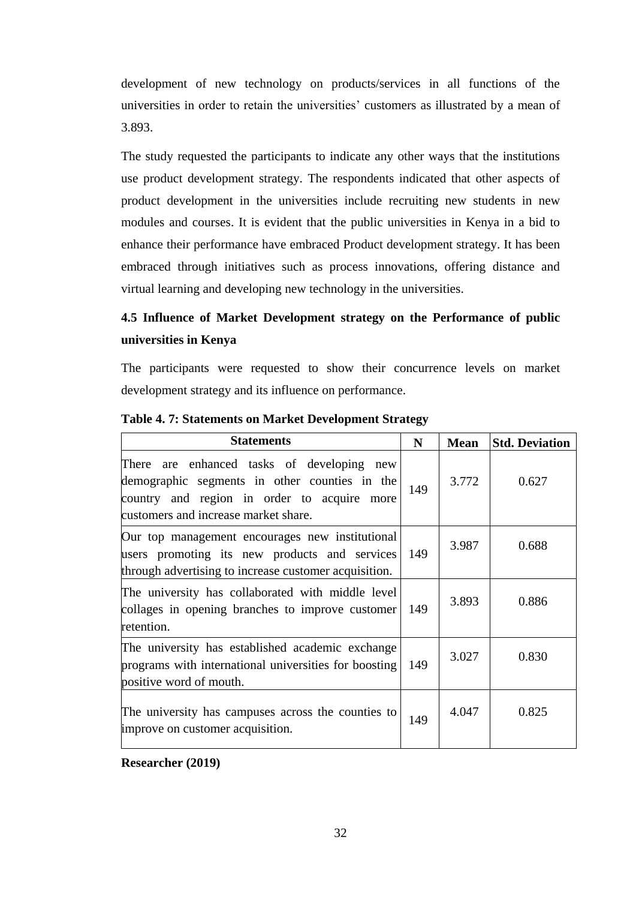development of new technology on products/services in all functions of the universities in order to retain the universities' customers as illustrated by a mean of 3.893.

The study requested the participants to indicate any other ways that the institutions use product development strategy. The respondents indicated that other aspects of product development in the universities include recruiting new students in new modules and courses. It is evident that the public universities in Kenya in a bid to enhance their performance have embraced Product development strategy. It has been embraced through initiatives such as process innovations, offering distance and virtual learning and developing new technology in the universities.

### 4.5 Influence of Market Development strategy on the Performance of public universities in Kenya

The participants were requested to show their concurrence levels on market development strategy and its influence on performance.

**Table 4. 7: Statements on Market Development Strategy**

| Statements | N | Mean | Std. Deviation |
|---|---|---|---|
| There are enhanced tasks of developing new demographic segments in other counties in the country and region in order to acquire more customers and increase market share. | 149 | 3.772 | 0.627 |
| Our top management encourages new institutional users promoting its new products and services through advertising to increase customer acquisition. | 149 | 3.987 | 0.688 |
| The university has collaborated with middle level collages in opening branches to improve customer retention. | 149 | 3.893 | 0.886 |
| The university has established academic exchange programs with international universities for boosting positive word of mouth. | 149 | 3.027 | 0.830 |
| The university has campuses across the counties to improve on customer acquisition. | 149 | 4.047 | 0.825 |

**Researcher (2019)**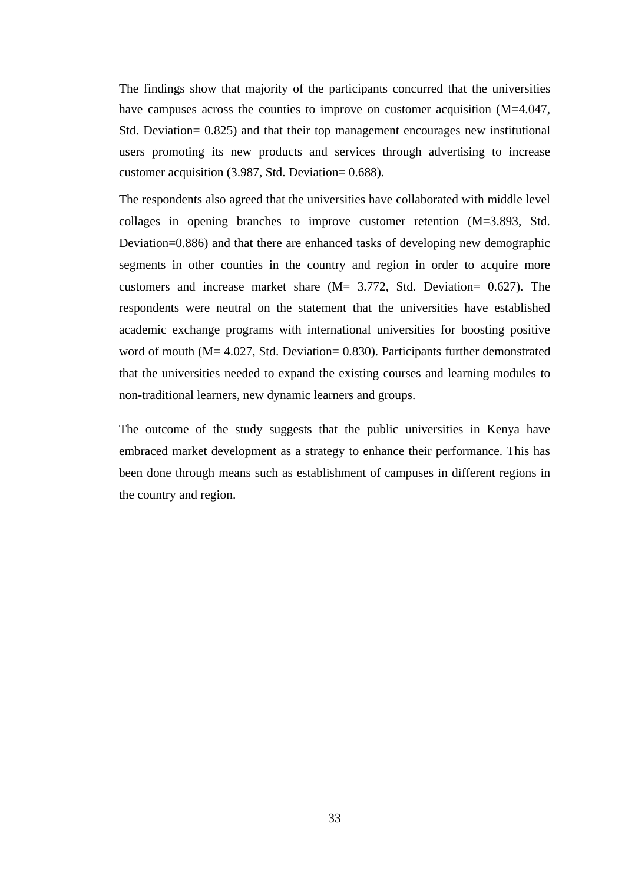The findings show that majority of the participants concurred that the universities have campuses across the counties to improve on customer acquisition (M=4.047, Std. Deviation= 0.825) and that their top management encourages new institutional users promoting its new products and services through advertising to increase customer acquisition (3.987, Std. Deviation= 0.688).

The respondents also agreed that the universities have collaborated with middle level collages in opening branches to improve customer retention (M=3.893, Std. Deviation=0.886) and that there are enhanced tasks of developing new demographic segments in other counties in the country and region in order to acquire more customers and increase market share (M= 3.772, Std. Deviation= 0.627). The respondents were neutral on the statement that the universities have established academic exchange programs with international universities for boosting positive word of mouth (M= 4.027, Std. Deviation= 0.830). Participants further demonstrated that the universities needed to expand the existing courses and learning modules to non-traditional learners, new dynamic learners and groups.

The outcome of the study suggests that the public universities in Kenya have embraced market development as a strategy to enhance their performance. This has been done through means such as establishment of campuses in different regions in the country and region.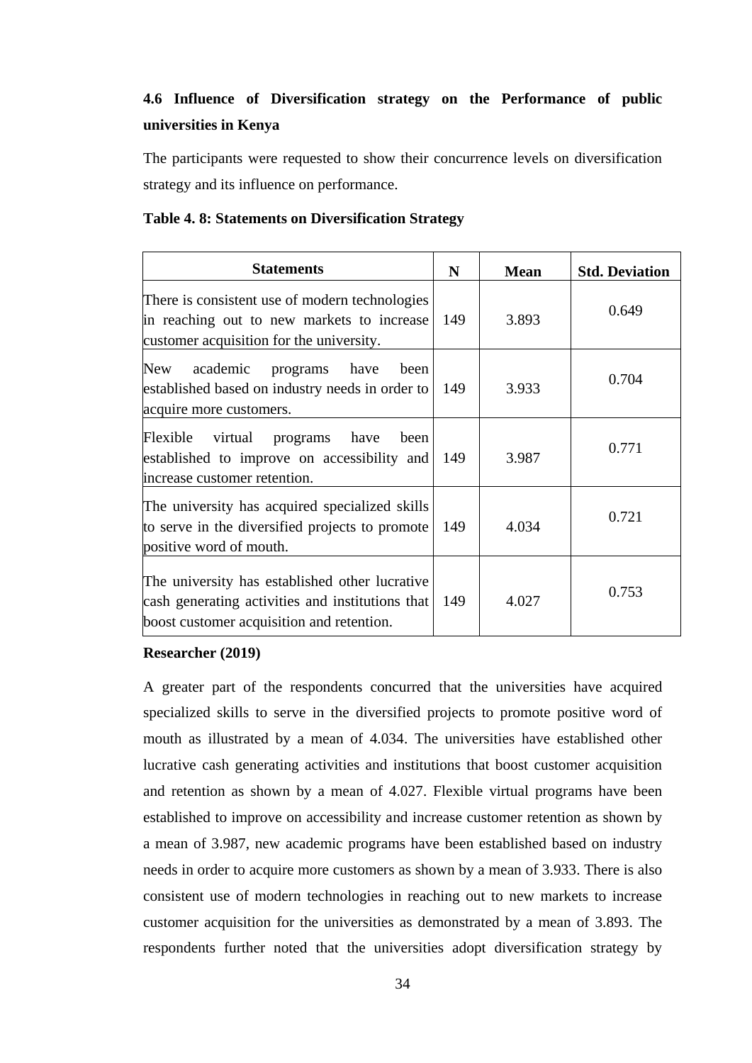### 4.6 Influence of Diversification strategy on the Performance of public universities in Kenya

The participants were requested to show their concurrence levels on diversification strategy and its influence on performance.

**Table 4. 8: Statements on Diversification Strategy**

| Statements | N | Mean | Std. Deviation |
|---|---|---|---|
| There is consistent use of modern technologies in reaching out to new markets to increase customer acquisition for the university. | 149 | 3.893 | 0.649 |
| New academic programs have been established based on industry needs in order to acquire more customers. | 149 | 3.933 | 0.704 |
| Flexible virtual programs have been established to improve on accessibility and increase customer retention. | 149 | 3.987 | 0.771 |
| The university has acquired specialized skills to serve in the diversified projects to promote positive word of mouth. | 149 | 4.034 | 0.721 |
| The university has established other lucrative cash generating activities and institutions that boost customer acquisition and retention. | 149 | 4.027 | 0.753 |

**Researcher (2019)**

A greater part of the respondents concurred that the universities have acquired specialized skills to serve in the diversified projects to promote positive word of mouth as illustrated by a mean of 4.034. The universities have established other lucrative cash generating activities and institutions that boost customer acquisition and retention as shown by a mean of 4.027. Flexible virtual programs have been established to improve on accessibility and increase customer retention as shown by a mean of 3.987, new academic programs have been established based on industry needs in order to acquire more customers as shown by a mean of 3.933. There is also consistent use of modern technologies in reaching out to new markets to increase customer acquisition for the universities as demonstrated by a mean of 3.893. The respondents further noted that the universities adopt diversification strategy by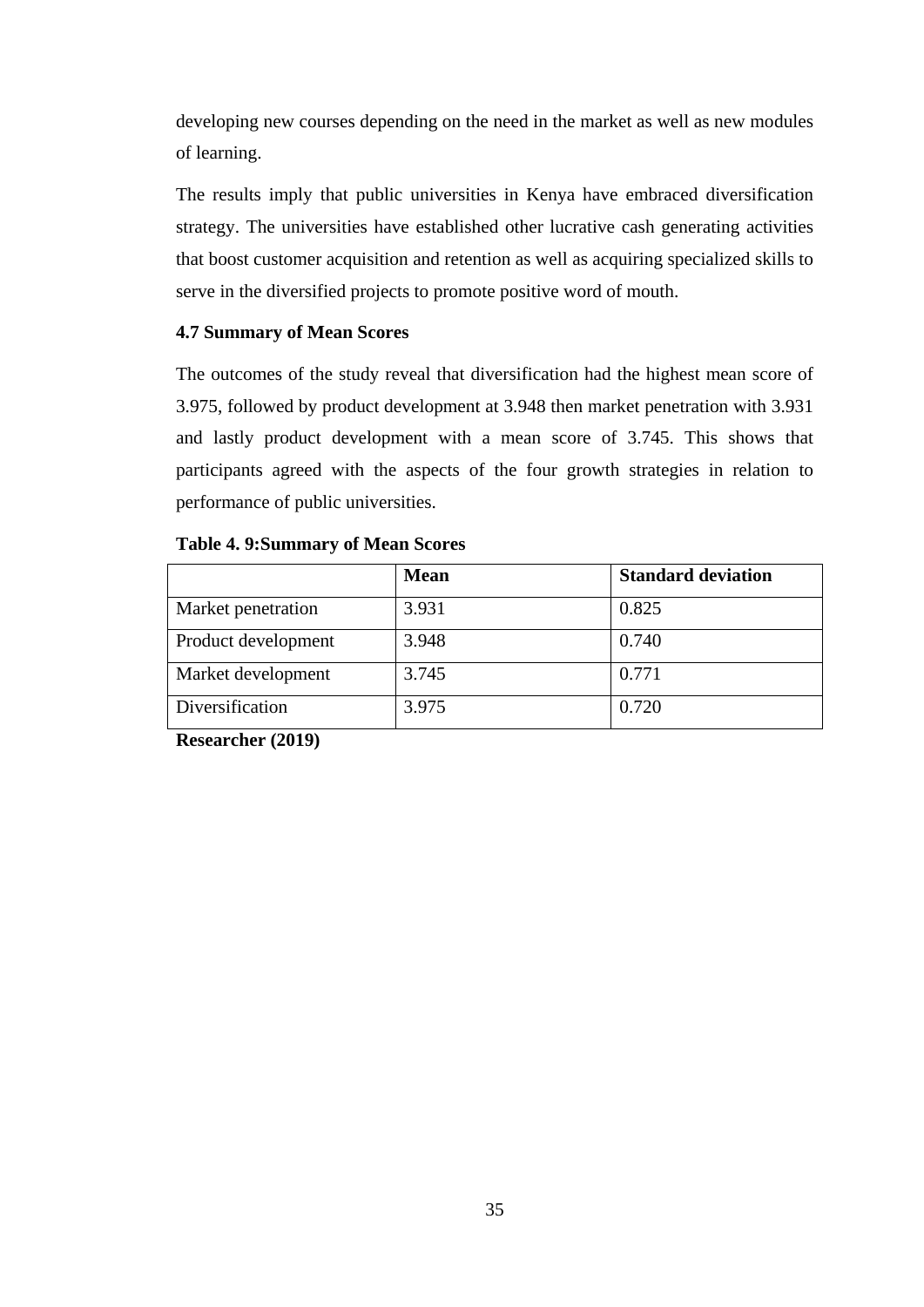developing new courses depending on the need in the market as well as new modules of learning.

The results imply that public universities in Kenya have embraced diversification strategy. The universities have established other lucrative cash generating activities that boost customer acquisition and retention as well as acquiring specialized skills to serve in the diversified projects to promote positive word of mouth.

### 4.7 Summary of Mean Scores

The outcomes of the study reveal that diversification had the highest mean score of 3.975, followed by product development at 3.948 then market penetration with 3.931 and lastly product development with a mean score of 3.745. This shows that participants agreed with the aspects of the four growth strategies in relation to performance of public universities.

**Table 4. 9:Summary of Mean Scores**

| | Mean | Standard deviation |
|---|---|---|
| Market penetration | 3.931 | 0.825 |
| Product development | 3.948 | 0.740 |
| Market development | 3.745 | 0.771 |
| Diversification | 3.975 | 0.720 |

**Researcher (2019)**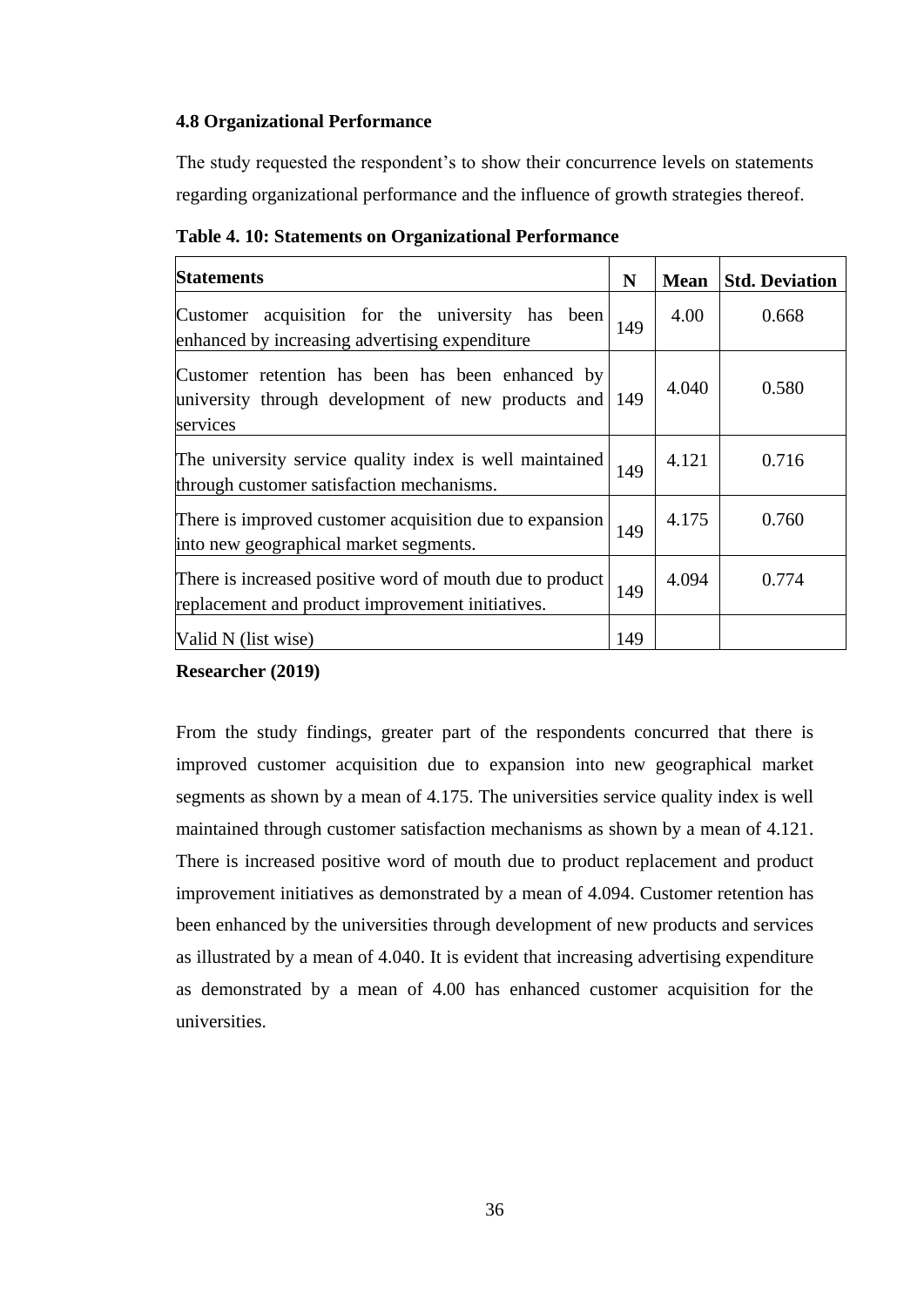### 4.8 Organizational Performance

The study requested the respondent's to show their concurrence levels on statements regarding organizational performance and the influence of growth strategies thereof.

**Table 4. 10: Statements on Organizational Performance**

| Statements | N | Mean | Std. Deviation |
|---|---|---|---|
| Customer acquisition for the university has been enhanced by increasing advertising expenditure | 149 | 4.00 | 0.668 |
| Customer retention has been has been enhanced by university through development of new products and services | 149 | 4.040 | 0.580 |
| The university service quality index is well maintained through customer satisfaction mechanisms. | 149 | 4.121 | 0.716 |
| There is improved customer acquisition due to expansion into new geographical market segments. | 149 | 4.175 | 0.760 |
| There is increased positive word of mouth due to product replacement and product improvement initiatives. | 149 | 4.094 | 0.774 |
| Valid N (list wise) | 149 | | |

**Researcher (2019)**

From the study findings, greater part of the respondents concurred that there is improved customer acquisition due to expansion into new geographical market segments as shown by a mean of 4.175. The universities service quality index is well maintained through customer satisfaction mechanisms as shown by a mean of 4.121. There is increased positive word of mouth due to product replacement and product improvement initiatives as demonstrated by a mean of 4.094. Customer retention has been enhanced by the universities through development of new products and services as illustrated by a mean of 4.040. It is evident that increasing advertising expenditure as demonstrated by a mean of 4.00 has enhanced customer acquisition for the universities.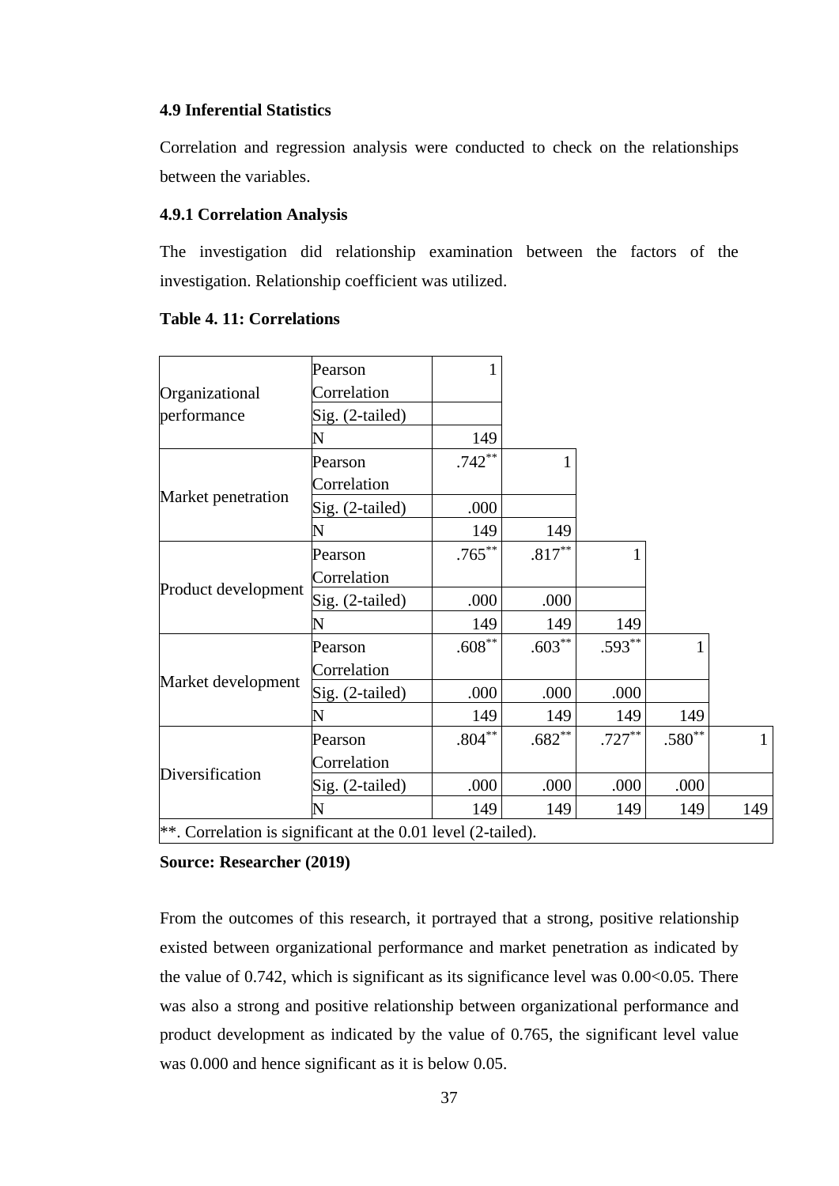### 4.9 Inferential Statistics

Correlation and regression analysis were conducted to check on the relationships between the variables.

#### 4.9.1 Correlation Analysis

The investigation did relationship examination between the factors of the investigation. Relationship coefficient was utilized.

**Table 4. 11: Correlations**

| | | | | | | |
|---|---|---|---|---|---|---|
| Organizational performance | Pearson Correlation | 1 | | | | |
| | Sig. (2-tailed) | | | | | |
| | N | 149 | | | | |
| Market penetration | Pearson Correlation | .742** | 1 | | | |
| | Sig. (2-tailed) | .000 | | | | |
| | N | 149 | 149 | | | |
| Product development | Pearson Correlation | .765** | .817** | 1 | | |
| | Sig. (2-tailed) | .000 | .000 | | | |
| | N | 149 | 149 | 149 | | |
| Market development | Pearson Correlation | .608** | .603** | .593** | 1 | |
| | Sig. (2-tailed) | .000 | .000 | .000 | | |
| | N | 149 | 149 | 149 | 149 | |
| Diversification | Pearson Correlation | .804** | .682** | .727** | .580** | 1 |
| | Sig. (2-tailed) | .000 | .000 | .000 | .000 | |
| | N | 149 | 149 | 149 | 149 | 149 |
| **. Correlation is significant at the 0.01 level (2-tailed). | | | | | | |

**Source: Researcher (2019)**

From the outcomes of this research, it portrayed that a strong, positive relationship existed between organizational performance and market penetration as indicated by the value of 0.742, which is significant as its significance level was 0.00<0.05. There was also a strong and positive relationship between organizational performance and product development as indicated by the value of 0.765, the significant level value was 0.000 and hence significant as it is below 0.05.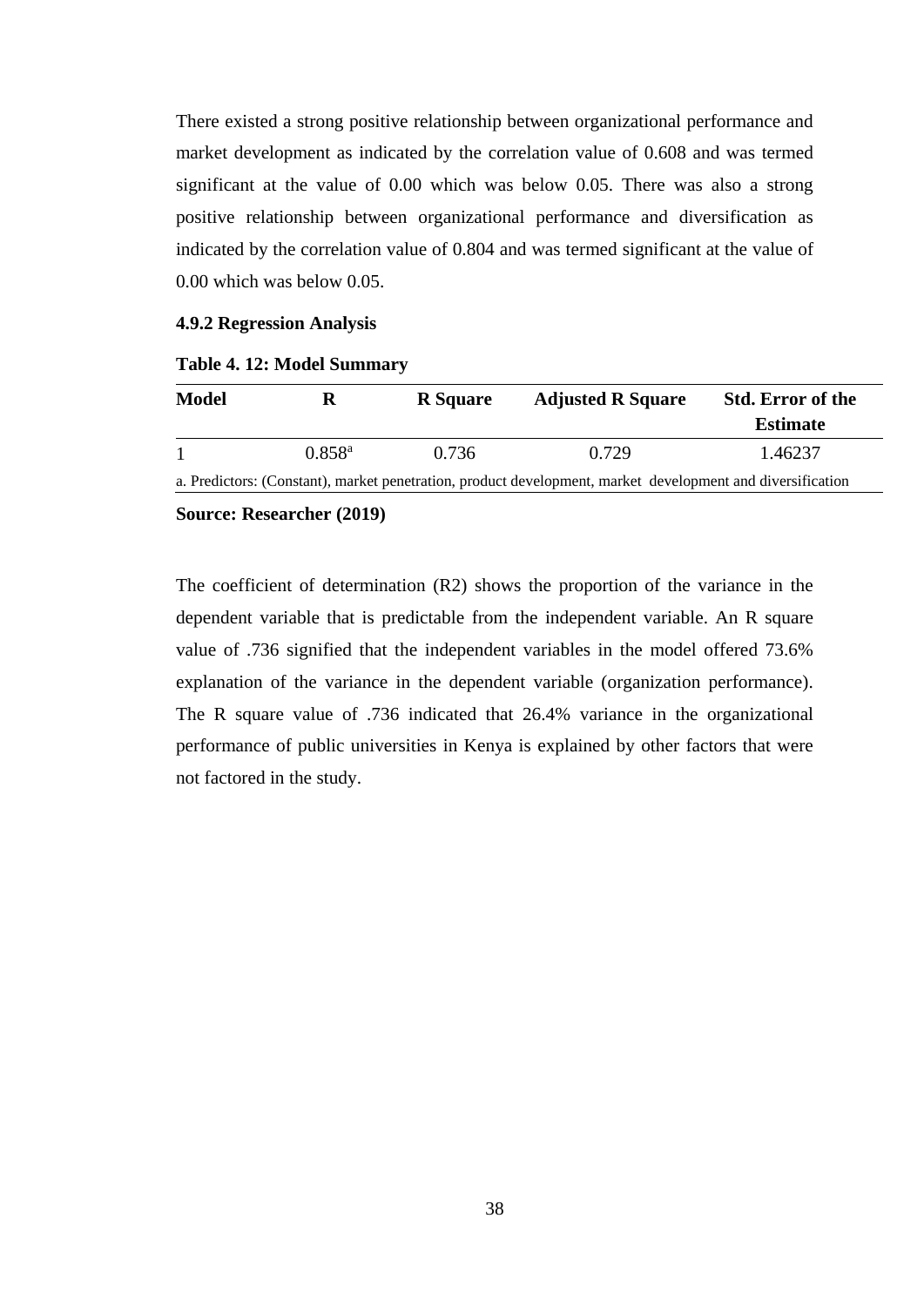There existed a strong positive relationship between organizational performance and market development as indicated by the correlation value of 0.608 and was termed significant at the value of 0.00 which was below 0.05. There was also a strong positive relationship between organizational performance and diversification as indicated by the correlation value of 0.804 and was termed significant at the value of 0.00 which was below 0.05.

### 4.9.2 Regression Analysis

**Table 4. 12: Model Summary**

| Model | R | R Square | Adjusted R Square | Std. Error of the Estimate |
|---|---|---|---|---|
| 1 | 0.858[a] | 0.736 | 0.729 | 1.46237 |

a. Predictors: (Constant), market penetration, product development, market development and diversification

**Source: Researcher (2019)**

The coefficient of determination (R2) shows the proportion of the variance in the dependent variable that is predictable from the independent variable. An R square value of .736 signified that the independent variables in the model offered 73.6% explanation of the variance in the dependent variable (organization performance). The R square value of .736 indicated that 26.4% variance in the organizational performance of public universities in Kenya is explained by other factors that were not factored in the study.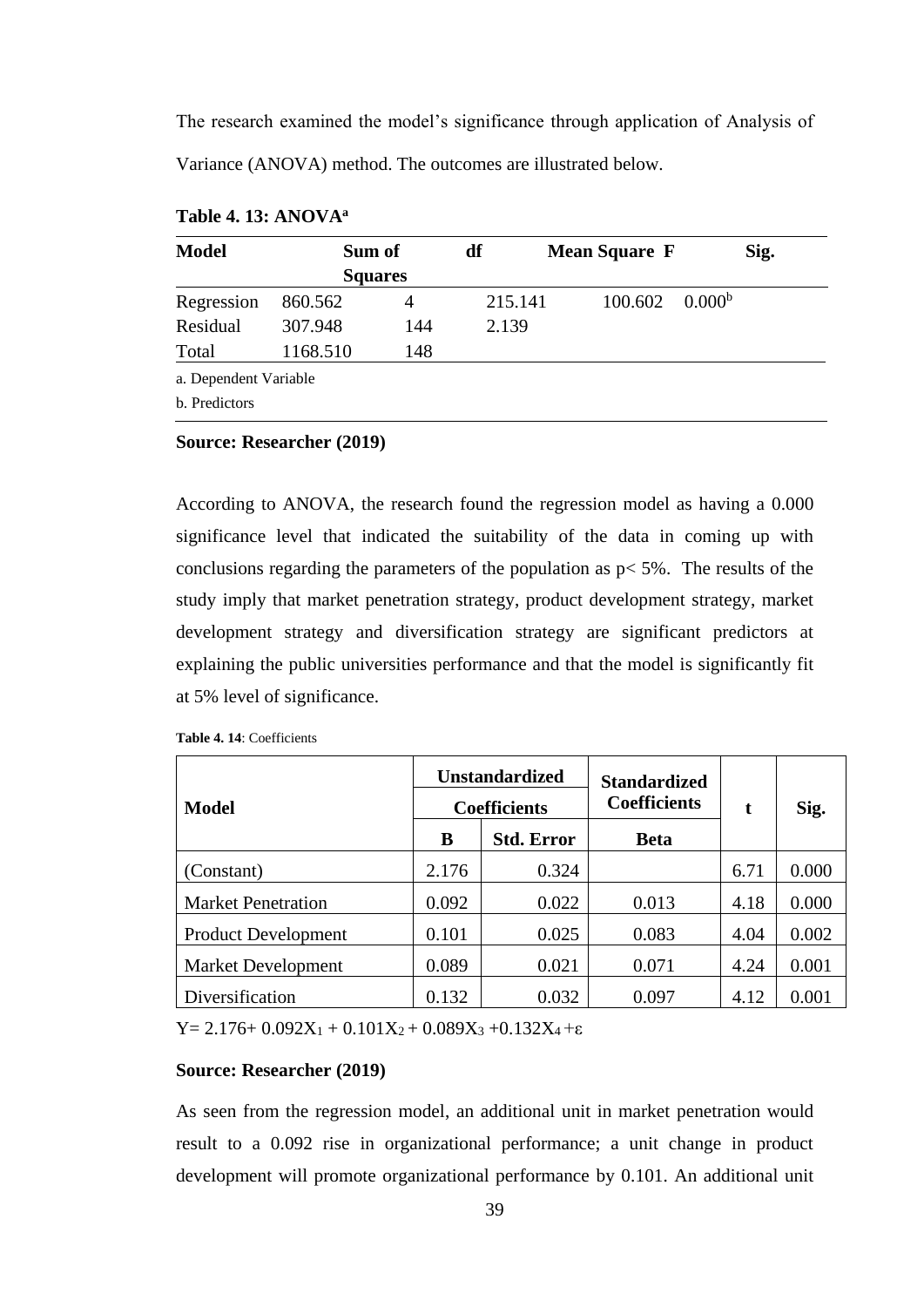The research examined the model's significance through application of Analysis of Variance (ANOVA) method. The outcomes are illustrated below.

**Table 4. 13: ANOVA[a]**

| Model | Sum of Squares | df | Mean Square | F | Sig. |
|---|---|---|---|---|---|
| Regression | 860.562 | 4 | 215.141 | 100.602 | 0.000[b] |
| Residual | 307.948 | 144 | 2.139 | | |
| Total | 1168.510 | 148 | | | |

a. Dependent Variable

b. Predictors

**Source: Researcher (2019)**

According to ANOVA, the research found the regression model as having a 0.000 significance level that indicated the suitability of the data in coming up with conclusions regarding the parameters of the population as p< 5%. The results of the study imply that market penetration strategy, product development strategy, market development strategy and diversification strategy are significant predictors at explaining the public universities performance and that the model is significantly fit at 5% level of significance.

**Table 4. 14**: Coefficients

| Model | Unstandardized Coefficients | | Standardized Coefficients | t | Sig. |
|---|---|---|---|---|---|
| | B | Std. Error | Beta | | |
| (Constant) | 2.176 | 0.324 | | 6.71 | 0.000 |
| Market Penetration | 0.092 | 0.022 | 0.013 | 4.18 | 0.000 |
| Product Development | 0.101 | 0.025 | 0.083 | 4.04 | 0.002 |
| Market Development | 0.089 | 0.021 | 0.071 | 4.24 | 0.001 |
| Diversification | 0.132 | 0.032 | 0.097 | 4.12 | 0.001 |

$Y= 2.176+ 0.092X_1 + 0.101X_2 + 0.089X_3 +0.132X_4 +\varepsilon$

**Source: Researcher (2019)**

As seen from the regression model, an additional unit in market penetration would result to a 0.092 rise in organizational performance; a unit change in product development will promote organizational performance by 0.101. An additional unit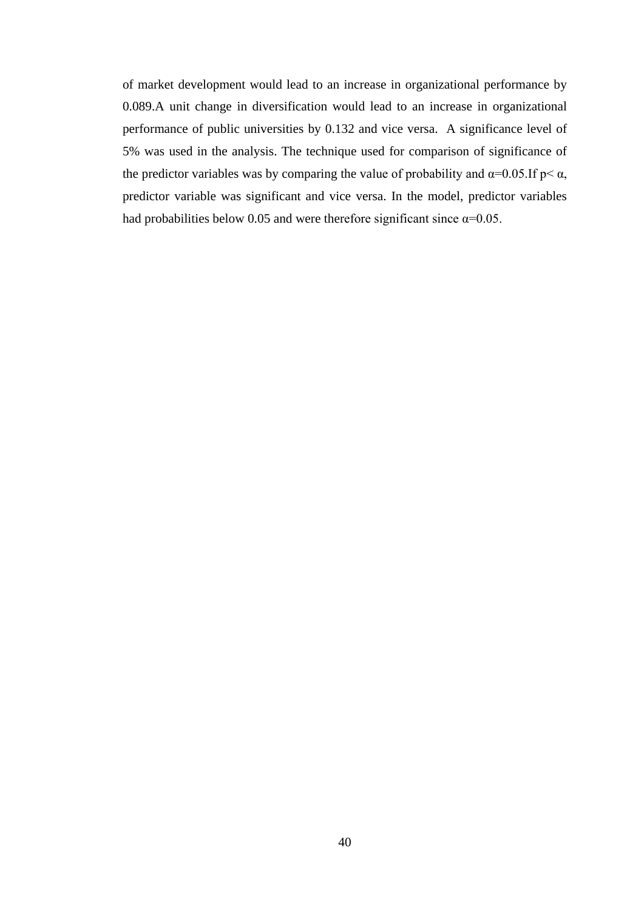of market development would lead to an increase in organizational performance by 0.089.A unit change in diversification would lead to an increase in organizational performance of public universities by 0.132 and vice versa. A significance level of 5% was used in the analysis. The technique used for comparison of significance of the predictor variables was by comparing the value of probability and $\alpha=0.05$.If $p< \alpha$, predictor variable was significant and vice versa. In the model, predictor variables had probabilities below 0.05 and were therefore significant since $\alpha=0.05$.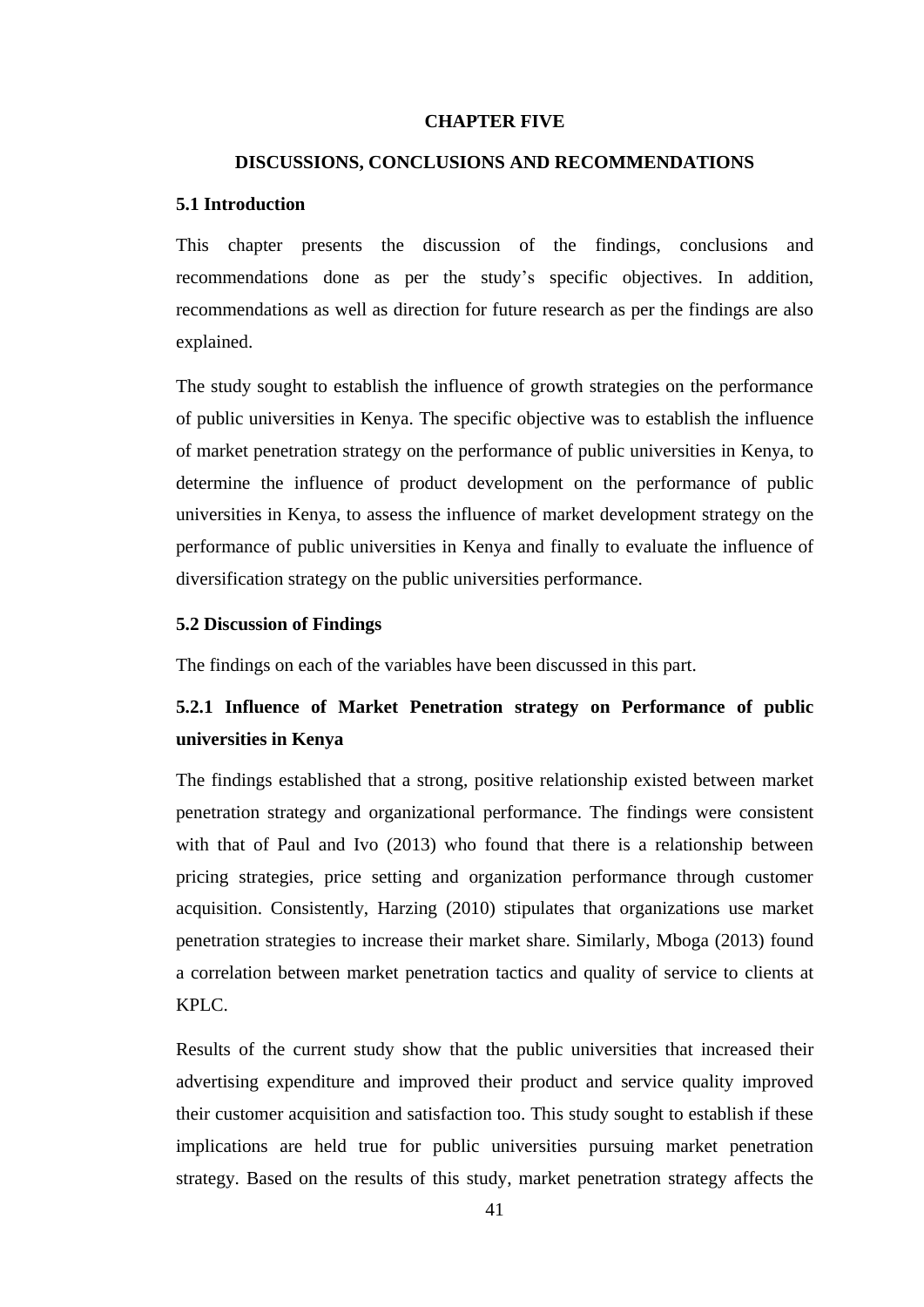# CHAPTER FIVE

## DISCUSSIONS, CONCLUSIONS AND RECOMMENDATIONS

### 5.1 Introduction

This chapter presents the discussion of the findings, conclusions and recommendations done as per the study's specific objectives. In addition, recommendations as well as direction for future research as per the findings are also explained.

The study sought to establish the influence of growth strategies on the performance of public universities in Kenya. The specific objective was to establish the influence of market penetration strategy on the performance of public universities in Kenya, to determine the influence of product development on the performance of public universities in Kenya, to assess the influence of market development strategy on the performance of public universities in Kenya and finally to evaluate the influence of diversification strategy on the public universities performance.

### 5.2 Discussion of Findings

The findings on each of the variables have been discussed in this part.

#### 5.2.1 Influence of Market Penetration strategy on Performance of public universities in Kenya

The findings established that a strong, positive relationship existed between market penetration strategy and organizational performance. The findings were consistent with that of Paul and Ivo (2013) who found that there is a relationship between pricing strategies, price setting and organization performance through customer acquisition. Consistently, Harzing (2010) stipulates that organizations use market penetration strategies to increase their market share. Similarly, Mboga (2013) found a correlation between market penetration tactics and quality of service to clients at KPLC.

Results of the current study show that the public universities that increased their advertising expenditure and improved their product and service quality improved their customer acquisition and satisfaction too. This study sought to establish if these implications are held true for public universities pursuing market penetration strategy. Based on the results of this study, market penetration strategy affects the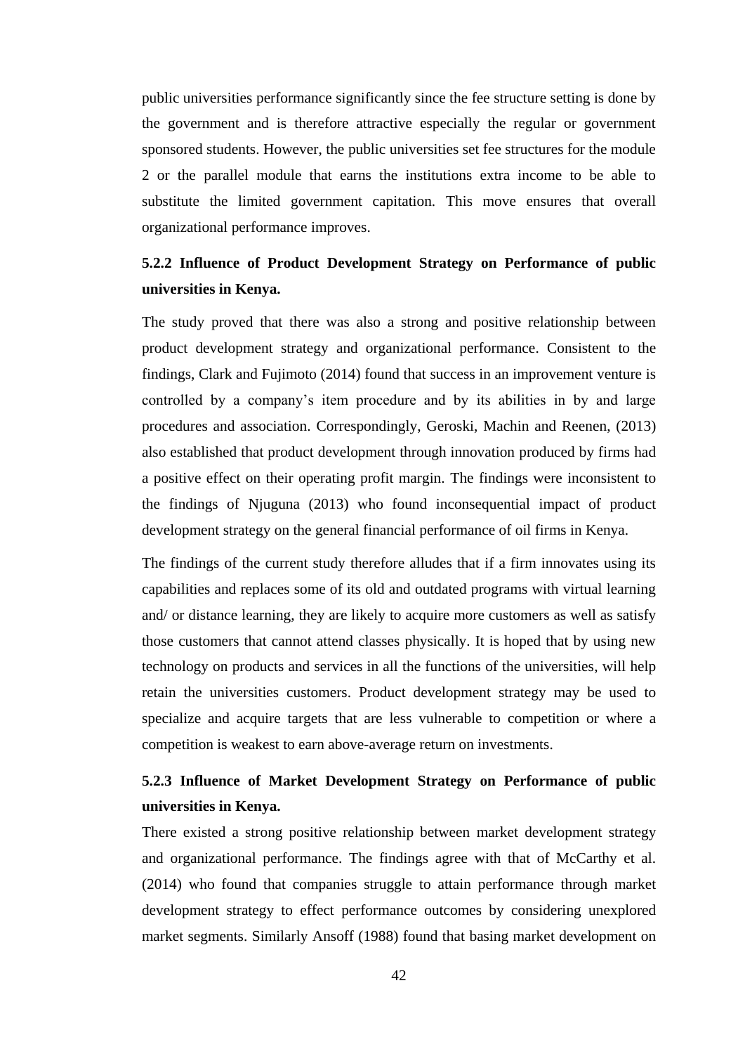public universities performance significantly since the fee structure setting is done by the government and is therefore attractive especially the regular or government sponsored students. However, the public universities set fee structures for the module 2 or the parallel module that earns the institutions extra income to be able to substitute the limited government capitation. This move ensures that overall organizational performance improves.

### 5.2.2 Influence of Product Development Strategy on Performance of public universities in Kenya.

The study proved that there was also a strong and positive relationship between product development strategy and organizational performance. Consistent to the findings, Clark and Fujimoto (2014) found that success in an improvement venture is controlled by a company's item procedure and by its abilities in by and large procedures and association. Correspondingly, Geroski, Machin and Reenen, (2013) also established that product development through innovation produced by firms had a positive effect on their operating profit margin. The findings were inconsistent to the findings of Njuguna (2013) who found inconsequential impact of product development strategy on the general financial performance of oil firms in Kenya.

The findings of the current study therefore alludes that if a firm innovates using its capabilities and replaces some of its old and outdated programs with virtual learning and/ or distance learning, they are likely to acquire more customers as well as satisfy those customers that cannot attend classes physically. It is hoped that by using new technology on products and services in all the functions of the universities, will help retain the universities customers. Product development strategy may be used to specialize and acquire targets that are less vulnerable to competition or where a competition is weakest to earn above-average return on investments.

### 5.2.3 Influence of Market Development Strategy on Performance of public universities in Kenya.

There existed a strong positive relationship between market development strategy and organizational performance. The findings agree with that of McCarthy et al. (2014) who found that companies struggle to attain performance through market development strategy to effect performance outcomes by considering unexplored market segments. Similarly Ansoff (1988) found that basing market development on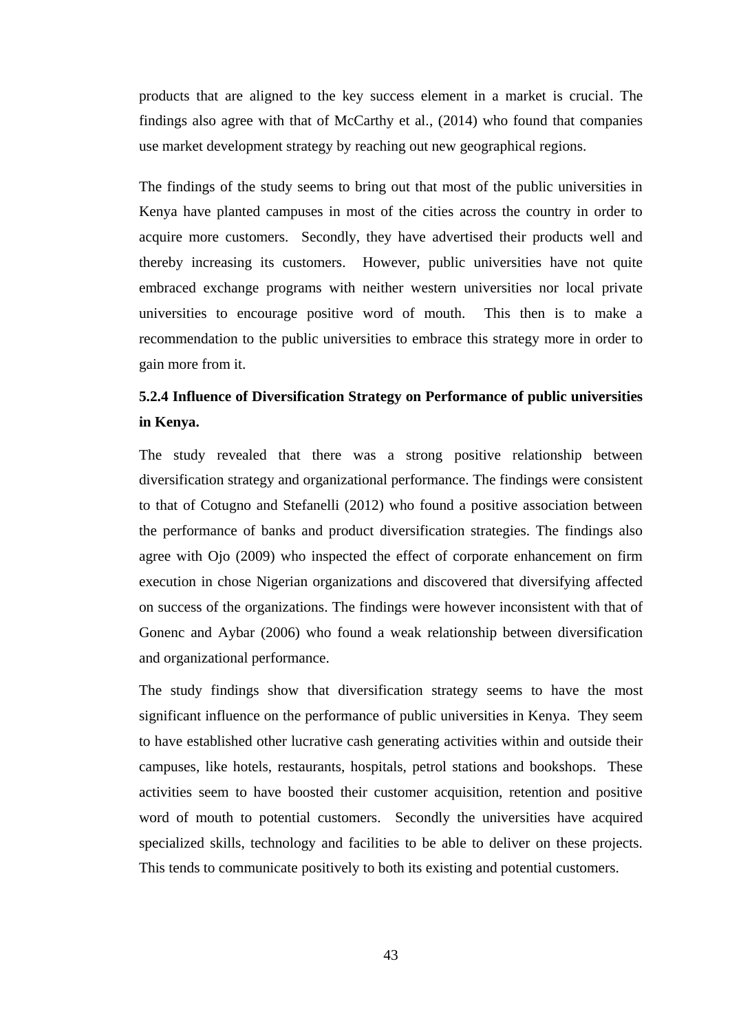products that are aligned to the key success element in a market is crucial. The findings also agree with that of McCarthy et al., (2014) who found that companies use market development strategy by reaching out new geographical regions.

The findings of the study seems to bring out that most of the public universities in Kenya have planted campuses in most of the cities across the country in order to acquire more customers. Secondly, they have advertised their products well and thereby increasing its customers. However, public universities have not quite embraced exchange programs with neither western universities nor local private universities to encourage positive word of mouth. This then is to make a recommendation to the public universities to embrace this strategy more in order to gain more from it.

### 5.2.4 Influence of Diversification Strategy on Performance of public universities in Kenya.

The study revealed that there was a strong positive relationship between diversification strategy and organizational performance. The findings were consistent to that of Cotugno and Stefanelli (2012) who found a positive association between the performance of banks and product diversification strategies. The findings also agree with Ojo (2009) who inspected the effect of corporate enhancement on firm execution in chose Nigerian organizations and discovered that diversifying affected on success of the organizations. The findings were however inconsistent with that of Gonenc and Aybar (2006) who found a weak relationship between diversification and organizational performance.

The study findings show that diversification strategy seems to have the most significant influence on the performance of public universities in Kenya. They seem to have established other lucrative cash generating activities within and outside their campuses, like hotels, restaurants, hospitals, petrol stations and bookshops. These activities seem to have boosted their customer acquisition, retention and positive word of mouth to potential customers. Secondly the universities have acquired specialized skills, technology and facilities to be able to deliver on these projects. This tends to communicate positively to both its existing and potential customers.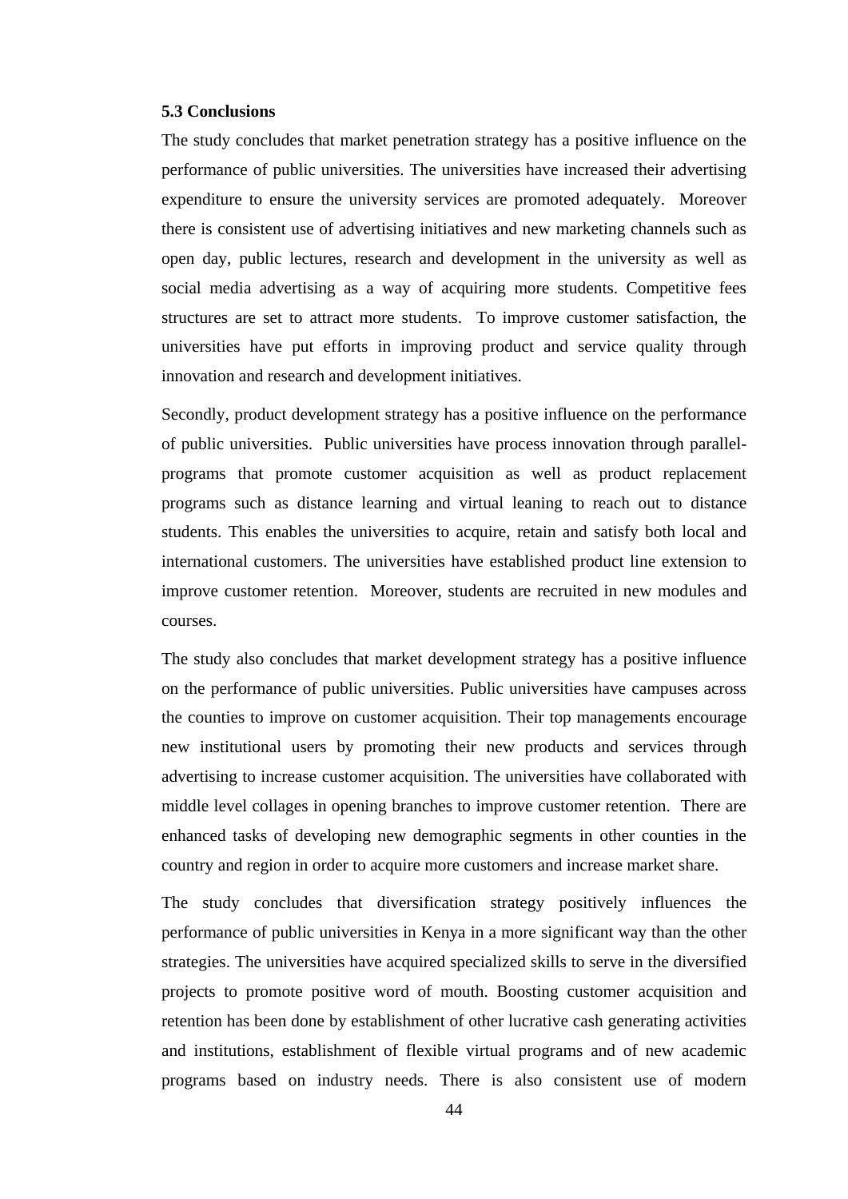### 5.3 Conclusions

The study concludes that market penetration strategy has a positive influence on the performance of public universities. The universities have increased their advertising expenditure to ensure the university services are promoted adequately. Moreover there is consistent use of advertising initiatives and new marketing channels such as open day, public lectures, research and development in the university as well as social media advertising as a way of acquiring more students. Competitive fees structures are set to attract more students. To improve customer satisfaction, the universities have put efforts in improving product and service quality through innovation and research and development initiatives.

Secondly, product development strategy has a positive influence on the performance of public universities. Public universities have process innovation through parallel-programs that promote customer acquisition as well as product replacement programs such as distance learning and virtual leaning to reach out to distance students. This enables the universities to acquire, retain and satisfy both local and international customers. The universities have established product line extension to improve customer retention. Moreover, students are recruited in new modules and courses.

The study also concludes that market development strategy has a positive influence on the performance of public universities. Public universities have campuses across the counties to improve on customer acquisition. Their top managements encourage new institutional users by promoting their new products and services through advertising to increase customer acquisition. The universities have collaborated with middle level collages in opening branches to improve customer retention. There are enhanced tasks of developing new demographic segments in other counties in the country and region in order to acquire more customers and increase market share.

The study concludes that diversification strategy positively influences the performance of public universities in Kenya in a more significant way than the other strategies. The universities have acquired specialized skills to serve in the diversified projects to promote positive word of mouth. Boosting customer acquisition and retention has been done by establishment of other lucrative cash generating activities and institutions, establishment of flexible virtual programs and of new academic programs based on industry needs. There is also consistent use of modern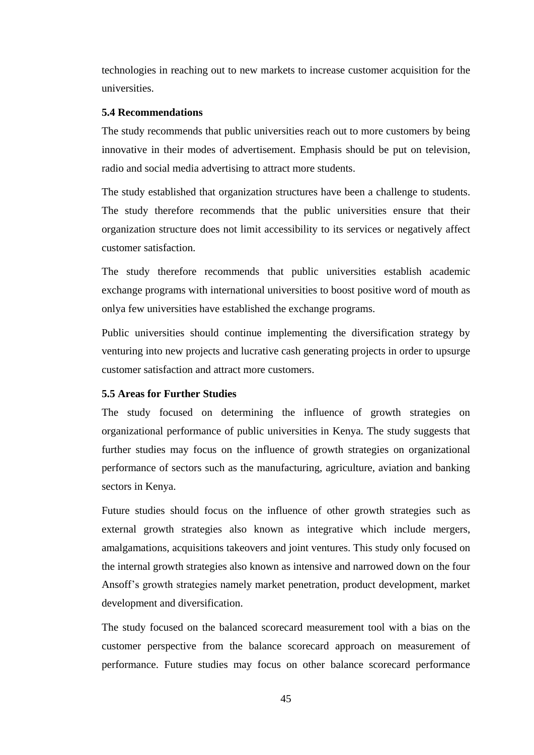technologies in reaching out to new markets to increase customer acquisition for the universities.

### 5.4 Recommendations

The study recommends that public universities reach out to more customers by being innovative in their modes of advertisement. Emphasis should be put on television, radio and social media advertising to attract more students.

The study established that organization structures have been a challenge to students. The study therefore recommends that the public universities ensure that their organization structure does not limit accessibility to its services or negatively affect customer satisfaction.

The study therefore recommends that public universities establish academic exchange programs with international universities to boost positive word of mouth as onlya few universities have established the exchange programs.

Public universities should continue implementing the diversification strategy by venturing into new projects and lucrative cash generating projects in order to upsurge customer satisfaction and attract more customers.

### 5.5 Areas for Further Studies

The study focused on determining the influence of growth strategies on organizational performance of public universities in Kenya. The study suggests that further studies may focus on the influence of growth strategies on organizational performance of sectors such as the manufacturing, agriculture, aviation and banking sectors in Kenya.

Future studies should focus on the influence of other growth strategies such as external growth strategies also known as integrative which include mergers, amalgamations, acquisitions takeovers and joint ventures. This study only focused on the internal growth strategies also known as intensive and narrowed down on the four Ansoff's growth strategies namely market penetration, product development, market development and diversification.

The study focused on the balanced scorecard measurement tool with a bias on the customer perspective from the balance scorecard approach on measurement of performance. Future studies may focus on other balance scorecard performance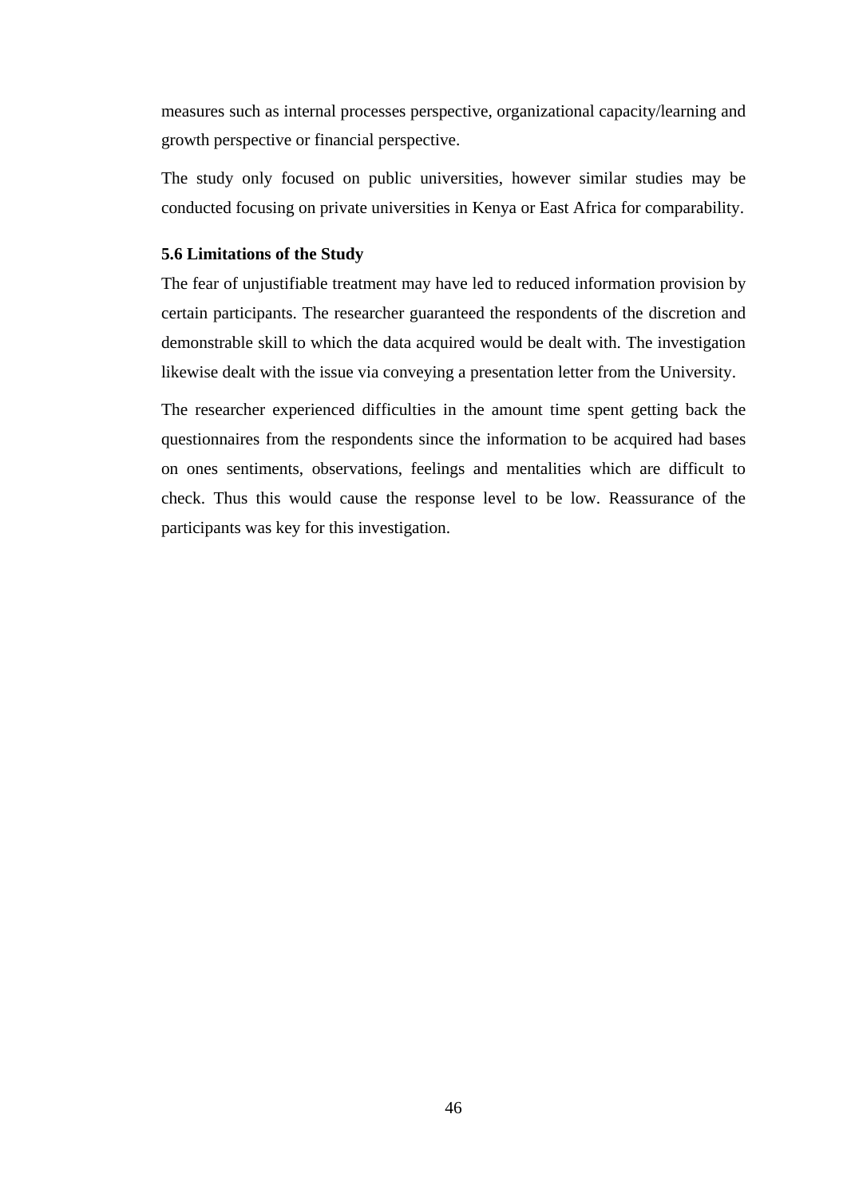measures such as internal processes perspective, organizational capacity/learning and growth perspective or financial perspective.

The study only focused on public universities, however similar studies may be conducted focusing on private universities in Kenya or East Africa for comparability.

### 5.6 Limitations of the Study

The fear of unjustifiable treatment may have led to reduced information provision by certain participants. The researcher guaranteed the respondents of the discretion and demonstrable skill to which the data acquired would be dealt with. The investigation likewise dealt with the issue via conveying a presentation letter from the University.

The researcher experienced difficulties in the amount time spent getting back the questionnaires from the respondents since the information to be acquired had bases on ones sentiments, observations, feelings and mentalities which are difficult to check. Thus this would cause the response level to be low. Reassurance of the participants was key for this investigation.